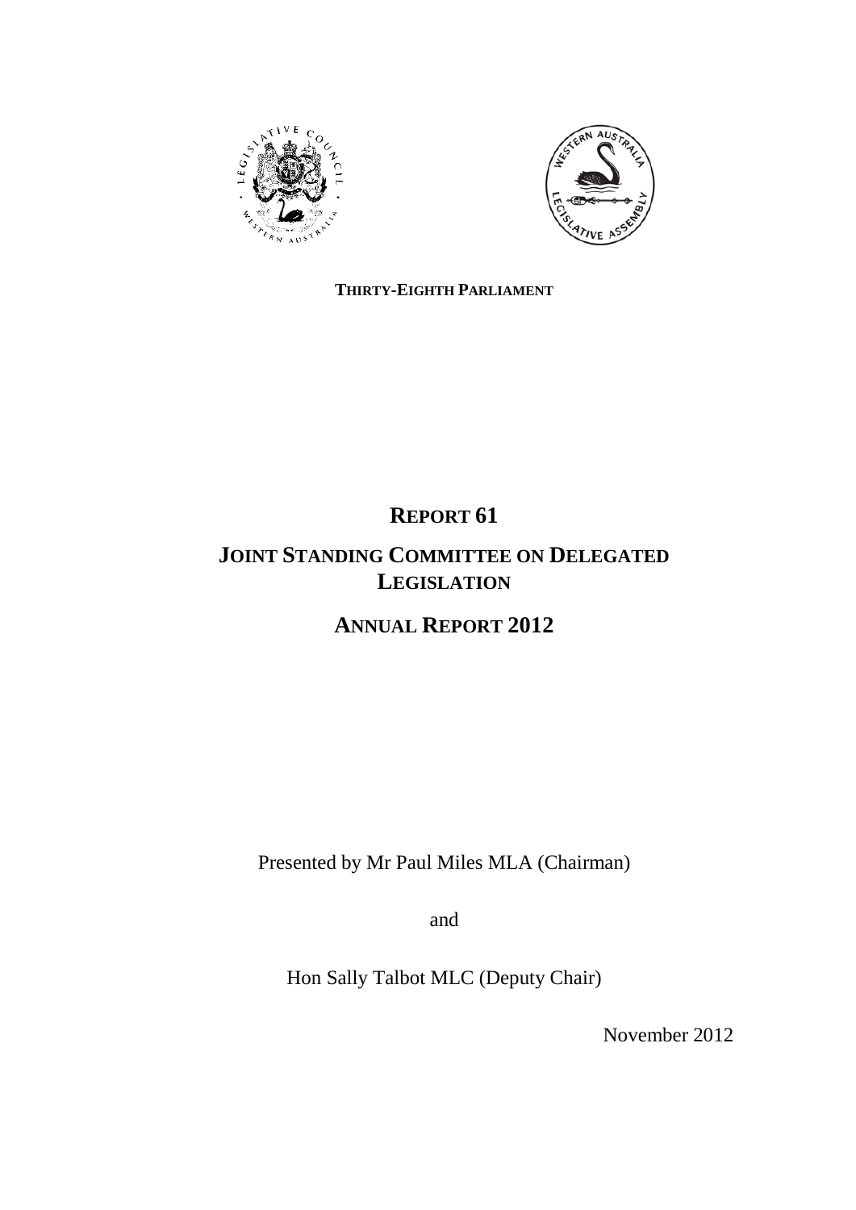**THIRTY-EIGHTH PARLIAMENT**

# REPORT 61

# JOINT STANDING COMMITTEE ON DELEGATED LEGISLATION

# ANNUAL REPORT 2012

Presented by Mr Paul Miles MLA (Chairman)

and

Hon Sally Talbot MLC (Deputy Chair)

November 2012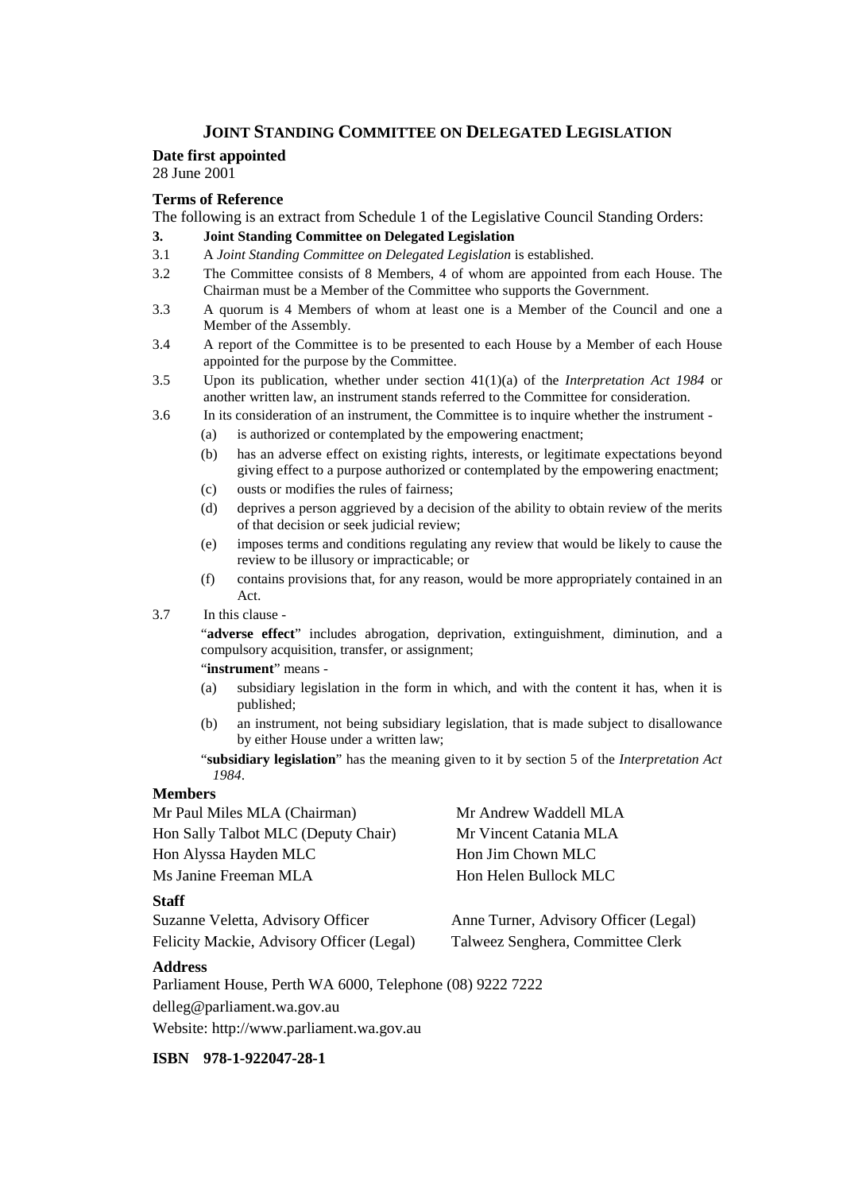# JOINT STANDING COMMITTEE ON DELEGATED LEGISLATION

**Date first appointed**

28 June 2001

**Terms of Reference**

The following is an extract from Schedule 1 of the Legislative Council Standing Orders:

**3. Joint Standing Committee on Delegated Legislation**

3.1 A *Joint Standing Committee on Delegated Legislation* is established.

3.2 The Committee consists of 8 Members, 4 of whom are appointed from each House. The Chairman must be a Member of the Committee who supports the Government.

3.3 A quorum is 4 Members of whom at least one is a Member of the Council and one a Member of the Assembly.

3.4 A report of the Committee is to be presented to each House by a Member of each House appointed for the purpose by the Committee.

3.5 Upon its publication, whether under section 41(1)(a) of the *Interpretation Act 1984* or another written law, an instrument stands referred to the Committee for consideration.

3.6 In its consideration of an instrument, the Committee is to inquire whether the instrument -

- (a) is authorized or contemplated by the empowering enactment;
- (b) has an adverse effect on existing rights, interests, or legitimate expectations beyond giving effect to a purpose authorized or contemplated by the empowering enactment;
- (c) ousts or modifies the rules of fairness;
- (d) deprives a person aggrieved by a decision of the ability to obtain review of the merits of that decision or seek judicial review;
- (e) imposes terms and conditions regulating any review that would be likely to cause the review to be illusory or impracticable; or
- (f) contains provisions that, for any reason, would be more appropriately contained in an Act.

3.7 In this clause -

"**adverse effect**" includes abrogation, deprivation, extinguishment, diminution, and a compulsory acquisition, transfer, or assignment;

"**instrument**" means -

- (a) subsidiary legislation in the form in which, and with the content it has, when it is published;
- (b) an instrument, not being subsidiary legislation, that is made subject to disallowance by either House under a written law;

"**subsidiary legislation**" has the meaning given to it by section 5 of the *Interpretation Act 1984*.

**Members**

Mr Paul Miles MLA (Chairman)
Hon Sally Talbot MLC (Deputy Chair)
Hon Alyssa Hayden MLC
Ms Janine Freeman MLA
Mr Andrew Waddell MLA
Mr Vincent Catania MLA
Hon Jim Chown MLC
Hon Helen Bullock MLC

**Staff**

Suzanne Veletta, Advisory Officer
Felicity Mackie, Advisory Officer (Legal)
Anne Turner, Advisory Officer (Legal)
Talweez Senghera, Committee Clerk

**Address**

Parliament House, Perth WA 6000, Telephone (08) 9222 7222

delleg@parliament.wa.gov.au

Website: http://www.parliament.wa.gov.au

**ISBN 978-1-922047-28-1**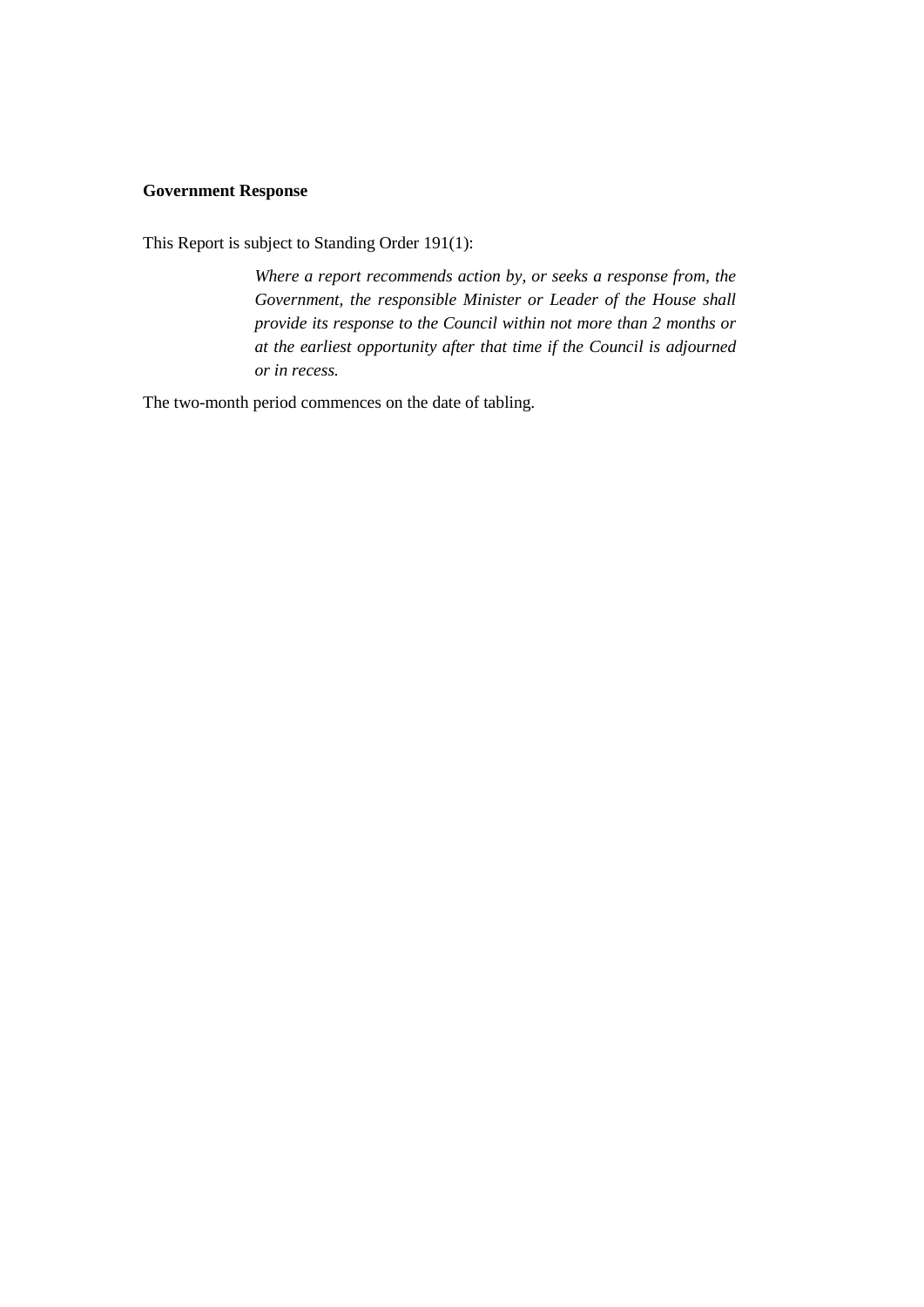**Government Response**

This Report is subject to Standing Order 191(1):

> *Where a report recommends action by, or seeks a response from, the Government, the responsible Minister or Leader of the House shall provide its response to the Council within not more than 2 months or at the earliest opportunity after that time if the Council is adjourned or in recess.*

The two-month period commences on the date of tabling.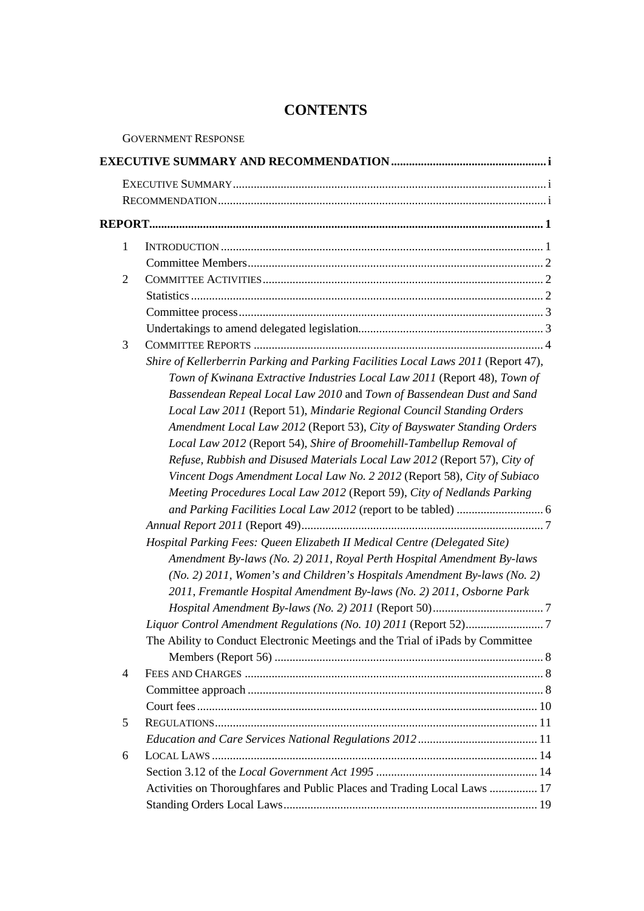# CONTENTS

GOVERNMENT RESPONSE

**EXECUTIVE SUMMARY AND RECOMMENDATION** .......... i

EXECUTIVE SUMMARY .......... i

RECOMMENDATION .......... i

**REPORT** .......... 1

1 INTRODUCTION .......... 1

Committee Members .......... 2

2 COMMITTEE ACTIVITIES .......... 2

Statistics .......... 2

Committee process .......... 3

Undertakings to amend delegated legislation .......... 3

3 COMMITTEE REPORTS .......... 4

*Shire of Kellerberrin Parking and Parking Facilities Local Laws 2011* (Report 47), *Town of Kwinana Extractive Industries Local Law 2011* (Report 48), *Town of Bassendean Repeal Local Law 2010* and *Town of Bassendean Dust and Sand Local Law 2011* (Report 51), *Mindarie Regional Council Standing Orders Amendment Local Law 2012* (Report 53), *City of Bayswater Standing Orders Local Law 2012* (Report 54), *Shire of Broomehill-Tambellup Removal of Refuse, Rubbish and Disused Materials Local Law 2012* (Report 57), *City of Vincent Dogs Amendment Local Law No. 2 2012* (Report 58), *City of Subiaco Meeting Procedures Local Law 2012* (Report 59), *City of Nedlands Parking and Parking Facilities Local Law 2012* (report to be tabled) .......... 6

*Annual Report 2011* (Report 49) .......... 7

*Hospital Parking Fees: Queen Elizabeth II Medical Centre (Delegated Site) Amendment By-laws (No. 2) 2011*, *Royal Perth Hospital Amendment By-laws (No. 2) 2011*, *Women's and Children's Hospitals Amendment By-laws (No. 2) 2011*, *Fremantle Hospital Amendment By-laws (No. 2) 2011*, *Osborne Park Hospital Amendment By-laws (No. 2) 2011* (Report 50) .......... 7

*Liquor Control Amendment Regulations (No. 10) 2011* (Report 52) .......... 7

The Ability to Conduct Electronic Meetings and the Trial of iPads by Committee Members (Report 56) .......... 8

4 FEES AND CHARGES .......... 8

Committee approach .......... 8

Court fees .......... 10

5 REGULATIONS .......... 11

*Education and Care Services National Regulations 2012* .......... 11

6 LOCAL LAWS .......... 14

Section 3.12 of the *Local Government Act 1995* .......... 14

Activities on Thoroughfares and Public Places and Trading Local Laws .......... 17

Standing Orders Local Laws .......... 19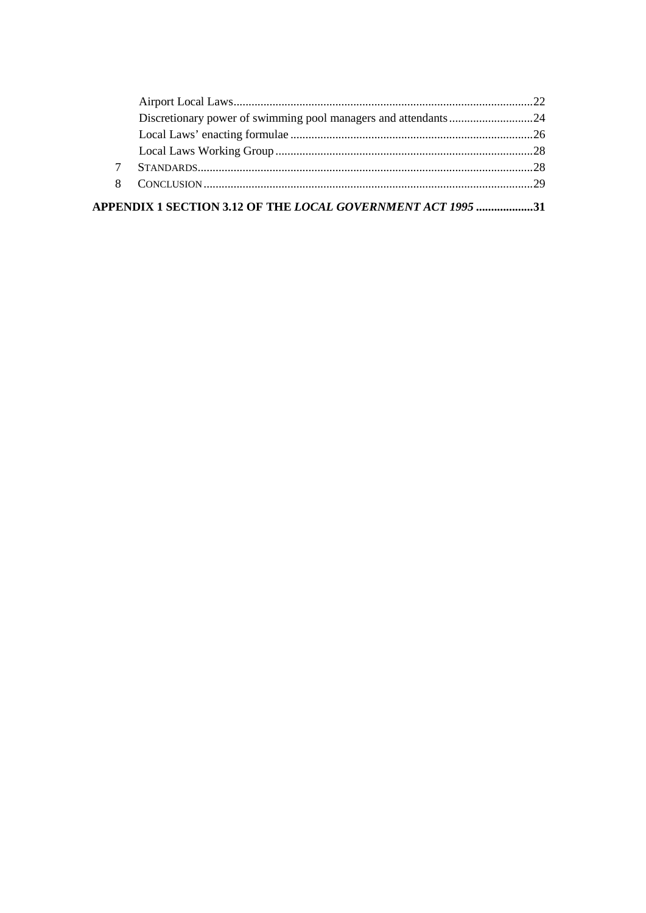Airport Local Laws ........................................................................................ 22

Discretionary power of swimming pool managers and attendants ............................ 24

Local Laws' enacting formulae ................................................................................ 26

Local Laws Working Group ..................................................................................... 28

7 STANDARDS ........................................................................................................... 28

8 CONCLUSION ......................................................................................................... 29

**APPENDIX 1 SECTION 3.12 OF THE *LOCAL GOVERNMENT ACT 1995* ................... 31**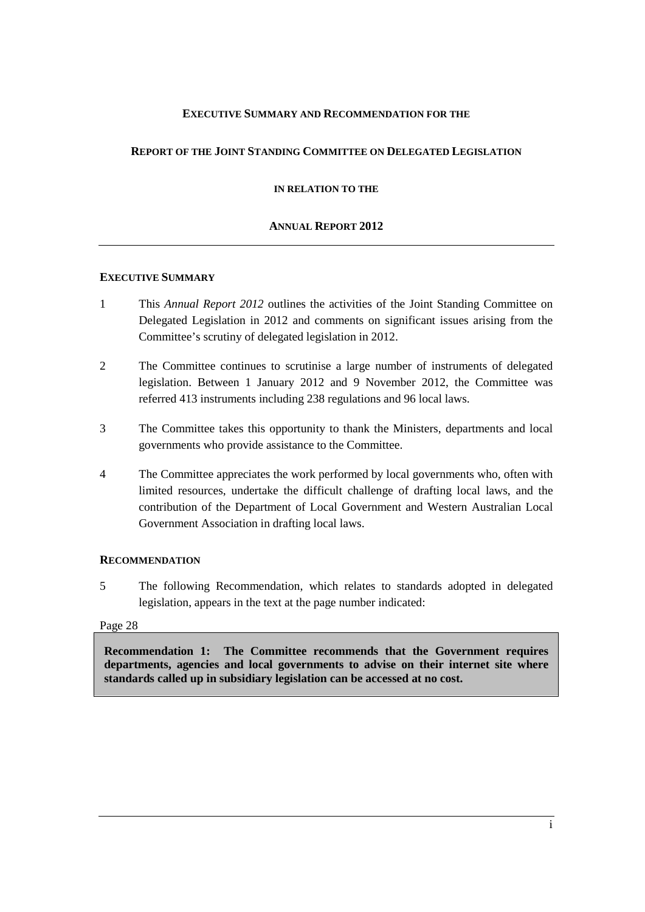**EXECUTIVE SUMMARY AND RECOMMENDATION FOR THE**

**REPORT OF THE JOINT STANDING COMMITTEE ON DELEGATED LEGISLATION**

**IN RELATION TO THE**

**ANNUAL REPORT 2012**

---

## EXECUTIVE SUMMARY

1 This *Annual Report 2012* outlines the activities of the Joint Standing Committee on Delegated Legislation in 2012 and comments on significant issues arising from the Committee's scrutiny of delegated legislation in 2012.

2 The Committee continues to scrutinise a large number of instruments of delegated legislation. Between 1 January 2012 and 9 November 2012, the Committee was referred 413 instruments including 238 regulations and 96 local laws.

3 The Committee takes this opportunity to thank the Ministers, departments and local governments who provide assistance to the Committee.

4 The Committee appreciates the work performed by local governments who, often with limited resources, undertake the difficult challenge of drafting local laws, and the contribution of the Department of Local Government and Western Australian Local Government Association in drafting local laws.

## RECOMMENDATION

5 The following Recommendation, which relates to standards adopted in delegated legislation, appears in the text at the page number indicated:

Page 28

**Recommendation 1: The Committee recommends that the Government requires departments, agencies and local governments to advise on their internet site where standards called up in subsidiary legislation can be accessed at no cost.**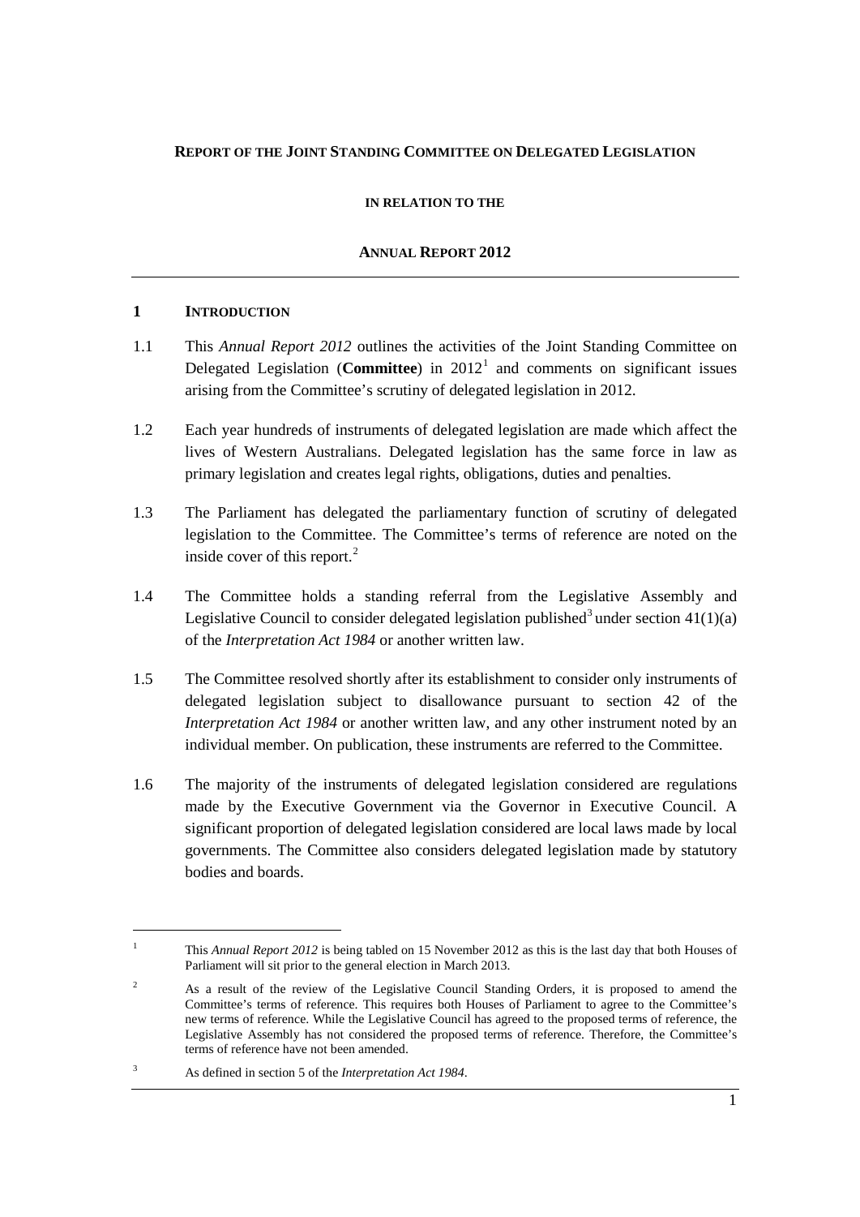**REPORT OF THE JOINT STANDING COMMITTEE ON DELEGATED LEGISLATION**

**IN RELATION TO THE**

**ANNUAL REPORT 2012**

## 1 INTRODUCTION

1.1 This *Annual Report 2012* outlines the activities of the Joint Standing Committee on Delegated Legislation (**Committee**) in 2012[1] and comments on significant issues arising from the Committee's scrutiny of delegated legislation in 2012.

1.2 Each year hundreds of instruments of delegated legislation are made which affect the lives of Western Australians. Delegated legislation has the same force in law as primary legislation and creates legal rights, obligations, duties and penalties.

1.3 The Parliament has delegated the parliamentary function of scrutiny of delegated legislation to the Committee. The Committee's terms of reference are noted on the inside cover of this report.[2]

1.4 The Committee holds a standing referral from the Legislative Assembly and Legislative Council to consider delegated legislation published[3] under section 41(1)(a) of the *Interpretation Act 1984* or another written law.

1.5 The Committee resolved shortly after its establishment to consider only instruments of delegated legislation subject to disallowance pursuant to section 42 of the *Interpretation Act 1984* or another written law, and any other instrument noted by an individual member. On publication, these instruments are referred to the Committee.

1.6 The majority of the instruments of delegated legislation considered are regulations made by the Executive Government via the Governor in Executive Council. A significant proportion of delegated legislation considered are local laws made by local governments. The Committee also considers delegated legislation made by statutory bodies and boards.

---

[1] This *Annual Report 2012* is being tabled on 15 November 2012 as this is the last day that both Houses of Parliament will sit prior to the general election in March 2013.

[2] As a result of the review of the Legislative Council Standing Orders, it is proposed to amend the Committee's terms of reference. This requires both Houses of Parliament to agree to the Committee's new terms of reference. While the Legislative Council has agreed to the proposed terms of reference, the Legislative Assembly has not considered the proposed terms of reference. Therefore, the Committee's terms of reference have not been amended.

[3] As defined in section 5 of the *Interpretation Act 1984*.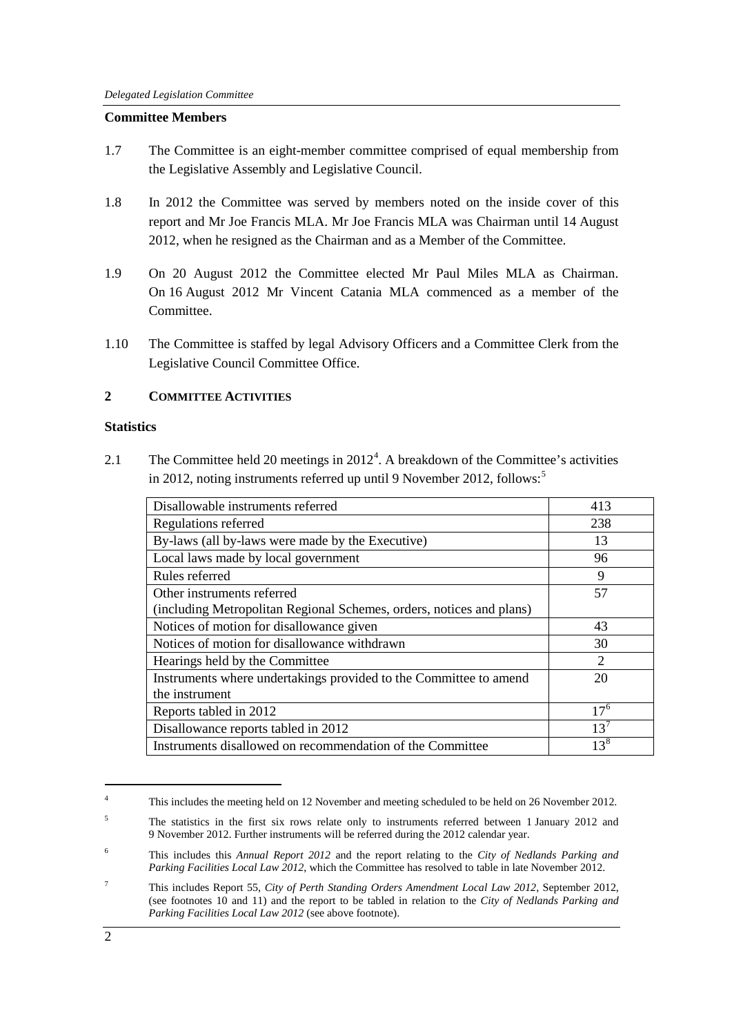**Committee Members**

1.7 The Committee is an eight-member committee comprised of equal membership from the Legislative Assembly and Legislative Council.

1.8 In 2012 the Committee was served by members noted on the inside cover of this report and Mr Joe Francis MLA. Mr Joe Francis MLA was Chairman until 14 August 2012, when he resigned as the Chairman and as a Member of the Committee.

1.9 On 20 August 2012 the Committee elected Mr Paul Miles MLA as Chairman. On 16 August 2012 Mr Vincent Catania MLA commenced as a member of the Committee.

1.10 The Committee is staffed by legal Advisory Officers and a Committee Clerk from the Legislative Council Committee Office.

## 2 COMMITTEE ACTIVITIES

**Statistics**

2.1 The Committee held 20 meetings in 2012[4]. A breakdown of the Committee's activities in 2012, noting instruments referred up until 9 November 2012, follows:[5]

| | |
|---|---|
| Disallowable instruments referred | 413 |
| Regulations referred | 238 |
| By-laws (all by-laws were made by the Executive) | 13 |
| Local laws made by local government | 96 |
| Rules referred | 9 |
| Other instruments referred (including Metropolitan Regional Schemes, orders, notices and plans) | 57 |
| Notices of motion for disallowance given | 43 |
| Notices of motion for disallowance withdrawn | 30 |
| Hearings held by the Committee | 2 |
| Instruments where undertakings provided to the Committee to amend the instrument | 20 |
| Reports tabled in 2012 | 17[6] |
| Disallowance reports tabled in 2012 | 13[7] |
| Instruments disallowed on recommendation of the Committee | 13[8] |

---

[4] This includes the meeting held on 12 November and meeting scheduled to be held on 26 November 2012.

[5] The statistics in the first six rows relate only to instruments referred between 1 January 2012 and 9 November 2012. Further instruments will be referred during the 2012 calendar year.

[6] This includes this *Annual Report 2012* and the report relating to the *City of Nedlands Parking and Parking Facilities Local Law 2012*, which the Committee has resolved to table in late November 2012.

[7] This includes Report 55, *City of Perth Standing Orders Amendment Local Law 2012*, September 2012, (see footnotes 10 and 11) and the report to be tabled in relation to the *City of Nedlands Parking and Parking Facilities Local Law 2012* (see above footnote).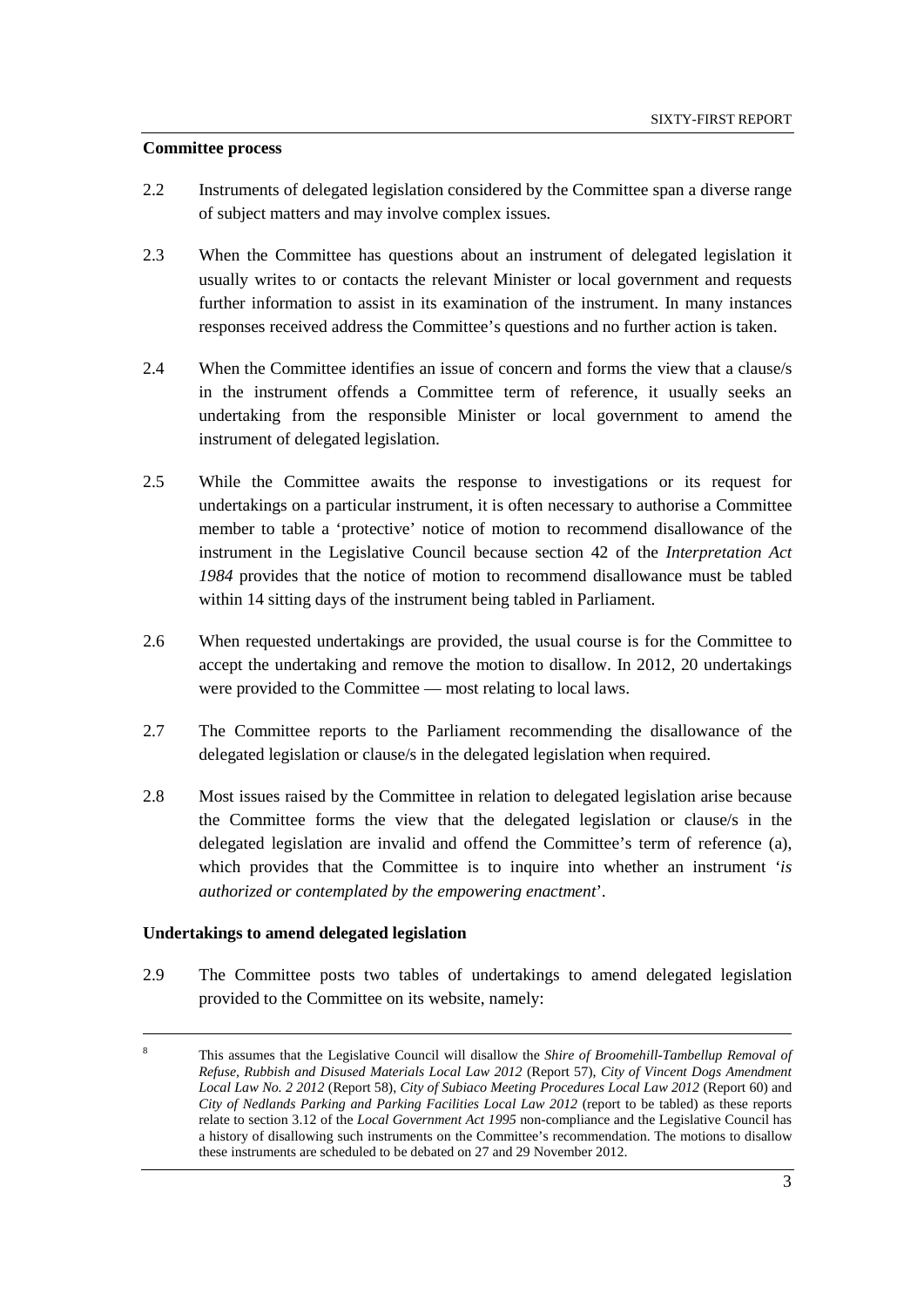**Committee process**

2.2 Instruments of delegated legislation considered by the Committee span a diverse range of subject matters and may involve complex issues.

2.3 When the Committee has questions about an instrument of delegated legislation it usually writes to or contacts the relevant Minister or local government and requests further information to assist in its examination of the instrument. In many instances responses received address the Committee's questions and no further action is taken.

2.4 When the Committee identifies an issue of concern and forms the view that a clause/s in the instrument offends a Committee term of reference, it usually seeks an undertaking from the responsible Minister or local government to amend the instrument of delegated legislation.

2.5 While the Committee awaits the response to investigations or its request for undertakings on a particular instrument, it is often necessary to authorise a Committee member to table a 'protective' notice of motion to recommend disallowance of the instrument in the Legislative Council because section 42 of the *Interpretation Act 1984* provides that the notice of motion to recommend disallowance must be tabled within 14 sitting days of the instrument being tabled in Parliament.

2.6 When requested undertakings are provided, the usual course is for the Committee to accept the undertaking and remove the motion to disallow. In 2012, 20 undertakings were provided to the Committee — most relating to local laws.

2.7 The Committee reports to the Parliament recommending the disallowance of the delegated legislation or clause/s in the delegated legislation when required.

2.8 Most issues raised by the Committee in relation to delegated legislation arise because the Committee forms the view that the delegated legislation or clause/s in the delegated legislation are invalid and offend the Committee's term of reference (a), which provides that the Committee is to inquire into whether an instrument '*is authorized or contemplated by the empowering enactment*'.

**Undertakings to amend delegated legislation**

2.9 The Committee posts two tables of undertakings to amend delegated legislation provided to the Committee on its website, namely:

---

[8] This assumes that the Legislative Council will disallow the *Shire of Broomehill-Tambellup Removal of Refuse, Rubbish and Disused Materials Local Law 2012* (Report 57), *City of Vincent Dogs Amendment Local Law No. 2 2012* (Report 58), *City of Subiaco Meeting Procedures Local Law 2012* (Report 60) and *City of Nedlands Parking and Parking Facilities Local Law 2012* (report to be tabled) as these reports relate to section 3.12 of the *Local Government Act 1995* non-compliance and the Legislative Council has a history of disallowing such instruments on the Committee's recommendation. The motions to disallow these instruments are scheduled to be debated on 27 and 29 November 2012.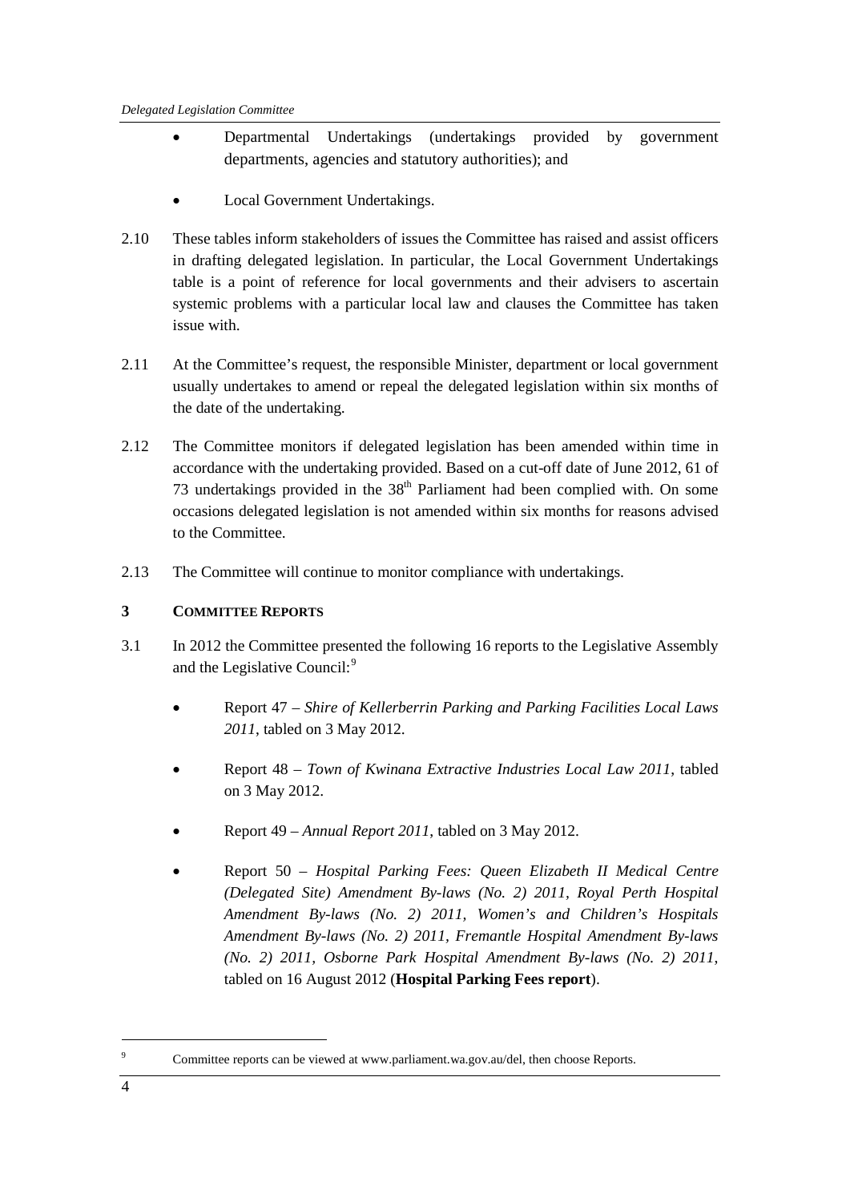- Departmental Undertakings (undertakings provided by government departments, agencies and statutory authorities); and
- Local Government Undertakings.

2.10 These tables inform stakeholders of issues the Committee has raised and assist officers in drafting delegated legislation. In particular, the Local Government Undertakings table is a point of reference for local governments and their advisers to ascertain systemic problems with a particular local law and clauses the Committee has taken issue with.

2.11 At the Committee's request, the responsible Minister, department or local government usually undertakes to amend or repeal the delegated legislation within six months of the date of the undertaking.

2.12 The Committee monitors if delegated legislation has been amended within time in accordance with the undertaking provided. Based on a cut-off date of June 2012, 61 of 73 undertakings provided in the 38th Parliament had been complied with. On some occasions delegated legislation is not amended within six months for reasons advised to the Committee.

2.13 The Committee will continue to monitor compliance with undertakings.

## 3 COMMITTEE REPORTS

3.1 In 2012 the Committee presented the following 16 reports to the Legislative Assembly and the Legislative Council:[9]

- Report 47 – *Shire of Kellerberrin Parking and Parking Facilities Local Laws 2011*, tabled on 3 May 2012.
- Report 48 – *Town of Kwinana Extractive Industries Local Law 2011*, tabled on 3 May 2012.
- Report 49 – *Annual Report 2011*, tabled on 3 May 2012.
- Report 50 – *Hospital Parking Fees: Queen Elizabeth II Medical Centre (Delegated Site) Amendment By-laws (No. 2) 2011, Royal Perth Hospital Amendment By-laws (No. 2) 2011, Women's and Children's Hospitals Amendment By-laws (No. 2) 2011, Fremantle Hospital Amendment By-laws (No. 2) 2011, Osborne Park Hospital Amendment By-laws (No. 2) 2011*, tabled on 16 August 2012 (**Hospital Parking Fees report**).

---

[9] Committee reports can be viewed at www.parliament.wa.gov.au/del, then choose Reports.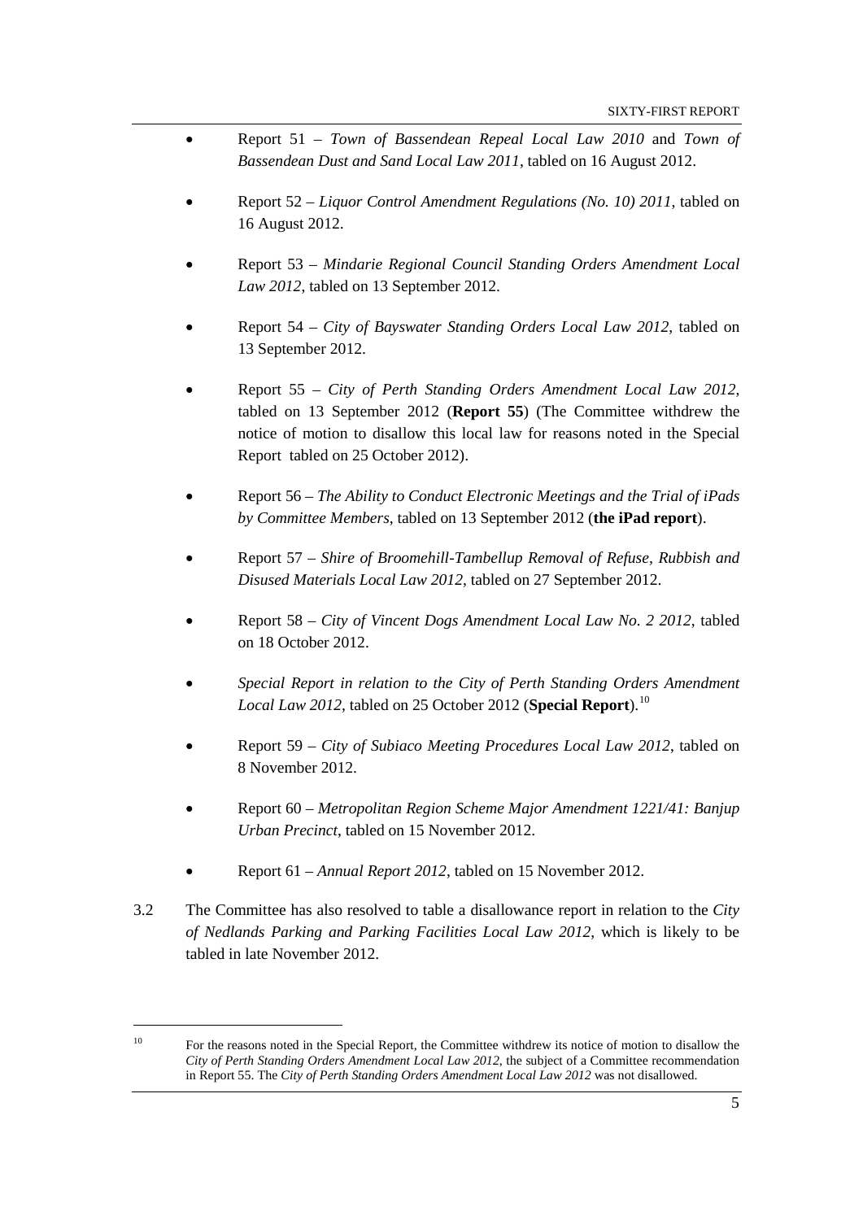- Report 51 – *Town of Bassendean Repeal Local Law 2010* and *Town of Bassendean Dust and Sand Local Law 2011*, tabled on 16 August 2012.
- Report 52 – *Liquor Control Amendment Regulations (No. 10) 2011*, tabled on 16 August 2012.
- Report 53 – *Mindarie Regional Council Standing Orders Amendment Local Law 2012*, tabled on 13 September 2012.
- Report 54 – *City of Bayswater Standing Orders Local Law 2012*, tabled on 13 September 2012.
- Report 55 – *City of Perth Standing Orders Amendment Local Law 2012*, tabled on 13 September 2012 (**Report 55**) (The Committee withdrew the notice of motion to disallow this local law for reasons noted in the Special Report tabled on 25 October 2012).
- Report 56 – *The Ability to Conduct Electronic Meetings and the Trial of iPads by Committee Members*, tabled on 13 September 2012 (**the iPad report**).
- Report 57 – *Shire of Broomehill-Tambellup Removal of Refuse, Rubbish and Disused Materials Local Law 2012*, tabled on 27 September 2012.
- Report 58 – *City of Vincent Dogs Amendment Local Law No. 2 2012*, tabled on 18 October 2012.
- *Special Report in relation to the City of Perth Standing Orders Amendment Local Law 2012*, tabled on 25 October 2012 (**Special Report**).[10]
- Report 59 – *City of Subiaco Meeting Procedures Local Law 2012*, tabled on 8 November 2012.
- Report 60 – *Metropolitan Region Scheme Major Amendment 1221/41: Banjup Urban Precinct*, tabled on 15 November 2012.
- Report 61 – *Annual Report 2012*, tabled on 15 November 2012.

3.2 The Committee has also resolved to table a disallowance report in relation to the *City of Nedlands Parking and Parking Facilities Local Law 2012*, which is likely to be tabled in late November 2012.

---

[10] For the reasons noted in the Special Report, the Committee withdrew its notice of motion to disallow the *City of Perth Standing Orders Amendment Local Law 2012*, the subject of a Committee recommendation in Report 55. The *City of Perth Standing Orders Amendment Local Law 2012* was not disallowed.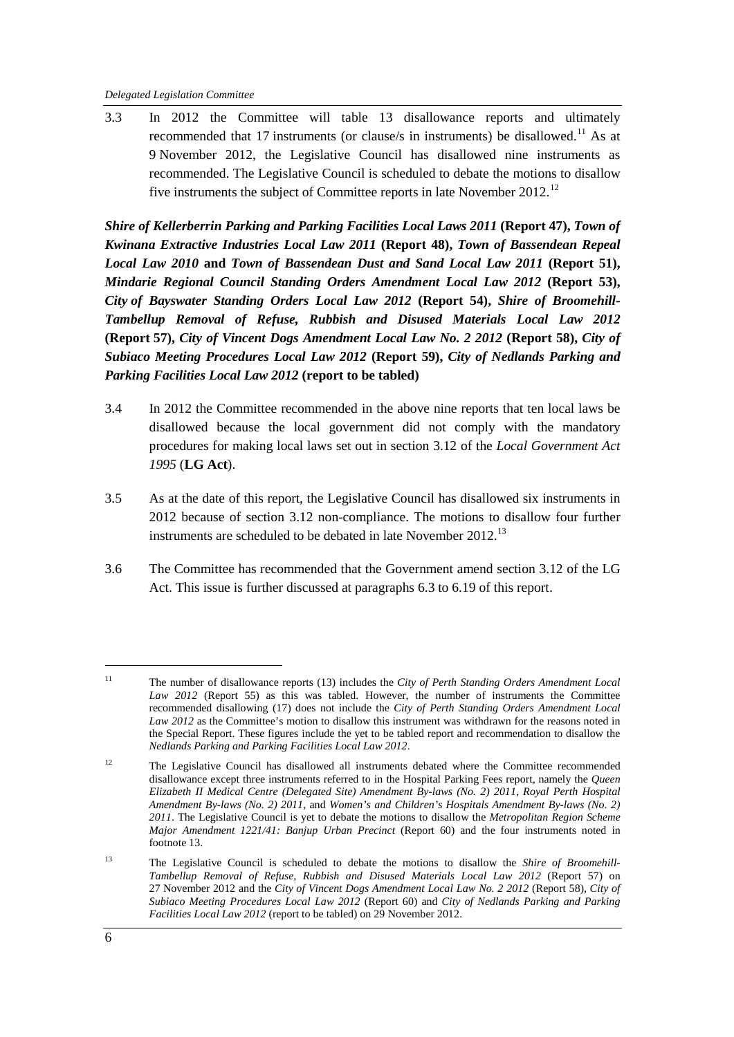3.3 In 2012 the Committee will table 13 disallowance reports and ultimately recommended that 17 instruments (or clause/s in instruments) be disallowed.[11] As at 9 November 2012, the Legislative Council has disallowed nine instruments as recommended. The Legislative Council is scheduled to debate the motions to disallow five instruments the subject of Committee reports in late November 2012.[12]

***Shire of Kellerberrin Parking and Parking Facilities Local Laws 2011* (Report 47), *Town of Kwinana Extractive Industries Local Law 2011* (Report 48), *Town of Bassendean Repeal Local Law 2010* and *Town of Bassendean Dust and Sand Local Law 2011* (Report 51), *Mindarie Regional Council Standing Orders Amendment Local Law 2012* (Report 53), *City of Bayswater Standing Orders Local Law 2012* (Report 54), *Shire of Broomehill-Tambellup Removal of Refuse, Rubbish and Disused Materials Local Law 2012* (Report 57), *City of Vincent Dogs Amendment Local Law No. 2 2012* (Report 58), *City of Subiaco Meeting Procedures Local Law 2012* (Report 59), *City of Nedlands Parking and Parking Facilities Local Law 2012* (report to be tabled)**

3.4 In 2012 the Committee recommended in the above nine reports that ten local laws be disallowed because the local government did not comply with the mandatory procedures for making local laws set out in section 3.12 of the *Local Government Act 1995* (**LG Act**).

3.5 As at the date of this report, the Legislative Council has disallowed six instruments in 2012 because of section 3.12 non-compliance. The motions to disallow four further instruments are scheduled to be debated in late November 2012.[13]

3.6 The Committee has recommended that the Government amend section 3.12 of the LG Act. This issue is further discussed at paragraphs 6.3 to 6.19 of this report.

---

[11] The number of disallowance reports (13) includes the *City of Perth Standing Orders Amendment Local Law 2012* (Report 55) as this was tabled. However, the number of instruments the Committee recommended disallowing (17) does not include the *City of Perth Standing Orders Amendment Local Law 2012* as the Committee's motion to disallow this instrument was withdrawn for the reasons noted in the Special Report. These figures include the yet to be tabled report and recommendation to disallow the *Nedlands Parking and Parking Facilities Local Law 2012*.

[12] The Legislative Council has disallowed all instruments debated where the Committee recommended disallowance except three instruments referred to in the Hospital Parking Fees report, namely the *Queen Elizabeth II Medical Centre (Delegated Site) Amendment By-laws (No. 2) 2011*, *Royal Perth Hospital Amendment By-laws (No. 2) 2011*, and *Women's and Children's Hospitals Amendment By-laws (No. 2) 2011*. The Legislative Council is yet to debate the motions to disallow the *Metropolitan Region Scheme Major Amendment 1221/41: Banjup Urban Precinct* (Report 60) and the four instruments noted in footnote 13.

[13] The Legislative Council is scheduled to debate the motions to disallow the *Shire of Broomehill-Tambellup Removal of Refuse, Rubbish and Disused Materials Local Law 2012* (Report 57) on 27 November 2012 and the *City of Vincent Dogs Amendment Local Law No. 2 2012* (Report 58), *City of Subiaco Meeting Procedures Local Law 2012* (Report 60) and *City of Nedlands Parking and Parking Facilities Local Law 2012* (report to be tabled) on 29 November 2012.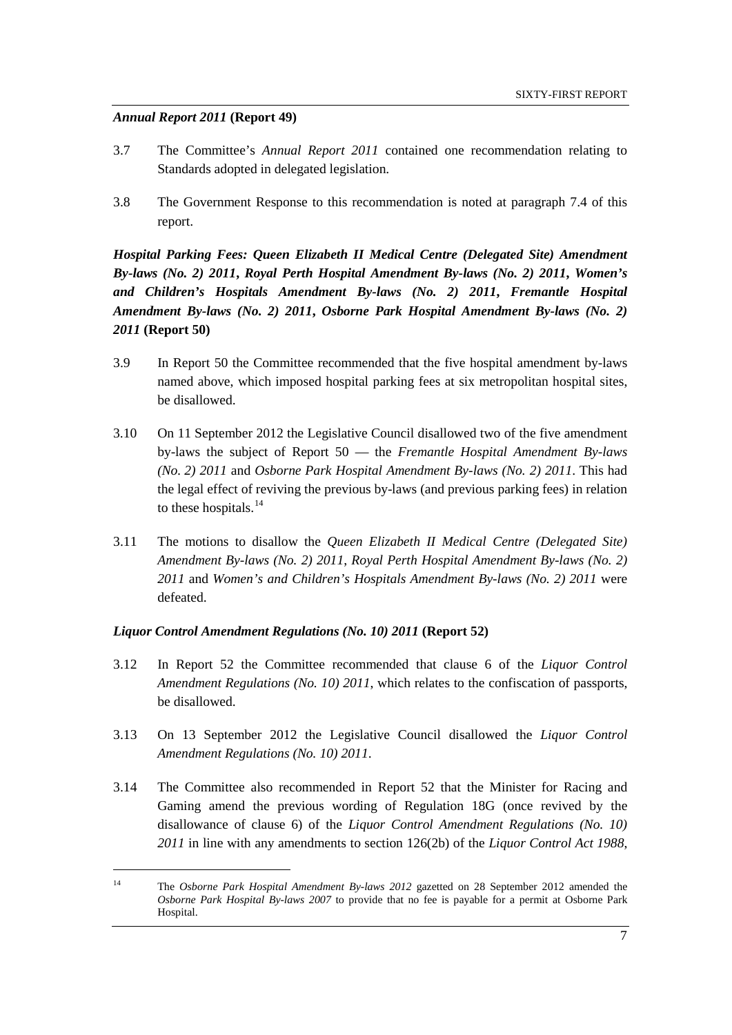***Annual Report 2011* (Report 49)**

3.7 The Committee's *Annual Report 2011* contained one recommendation relating to Standards adopted in delegated legislation.

3.8 The Government Response to this recommendation is noted at paragraph 7.4 of this report.

***Hospital Parking Fees: Queen Elizabeth II Medical Centre (Delegated Site) Amendment By-laws (No. 2) 2011, Royal Perth Hospital Amendment By-laws (No. 2) 2011, Women's and Children's Hospitals Amendment By-laws (No. 2) 2011, Fremantle Hospital Amendment By-laws (No. 2) 2011, Osborne Park Hospital Amendment By-laws (No. 2) 2011* (Report 50)**

3.9 In Report 50 the Committee recommended that the five hospital amendment by-laws named above, which imposed hospital parking fees at six metropolitan hospital sites, be disallowed.

3.10 On 11 September 2012 the Legislative Council disallowed two of the five amendment by-laws the subject of Report 50 — the *Fremantle Hospital Amendment By-laws (No. 2) 2011* and *Osborne Park Hospital Amendment By-laws (No. 2) 2011*. This had the legal effect of reviving the previous by-laws (and previous parking fees) in relation to these hospitals.[14]

3.11 The motions to disallow the *Queen Elizabeth II Medical Centre (Delegated Site) Amendment By-laws (No. 2) 2011*, *Royal Perth Hospital Amendment By-laws (No. 2) 2011* and *Women's and Children's Hospitals Amendment By-laws (No. 2) 2011* were defeated.

***Liquor Control Amendment Regulations (No. 10) 2011* (Report 52)**

3.12 In Report 52 the Committee recommended that clause 6 of the *Liquor Control Amendment Regulations (No. 10) 2011*, which relates to the confiscation of passports, be disallowed.

3.13 On 13 September 2012 the Legislative Council disallowed the *Liquor Control Amendment Regulations (No. 10) 2011*.

3.14 The Committee also recommended in Report 52 that the Minister for Racing and Gaming amend the previous wording of Regulation 18G (once revived by the disallowance of clause 6) of the *Liquor Control Amendment Regulations (No. 10) 2011* in line with any amendments to section 126(2b) of the *Liquor Control Act 1988*,

---

[14] The *Osborne Park Hospital Amendment By-laws 2012* gazetted on 28 September 2012 amended the *Osborne Park Hospital By-laws 2007* to provide that no fee is payable for a permit at Osborne Park Hospital.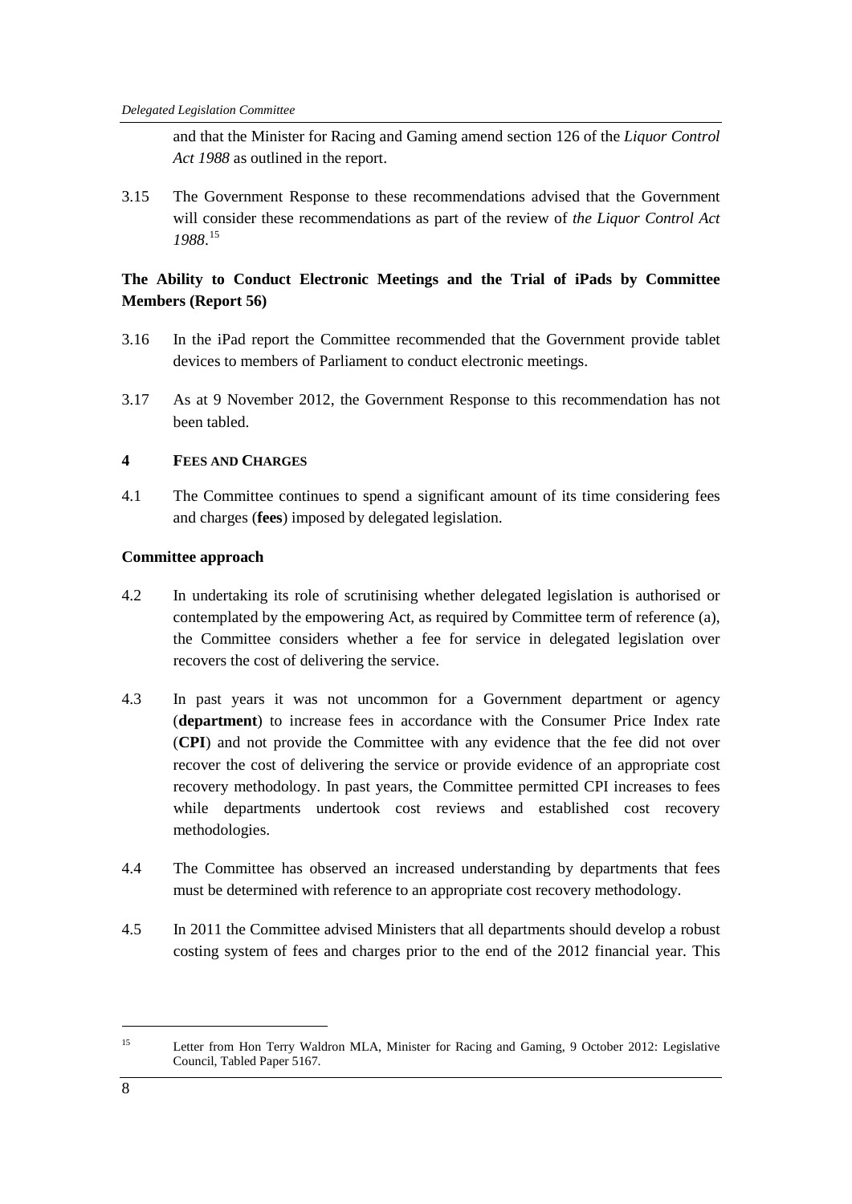and that the Minister for Racing and Gaming amend section 126 of the *Liquor Control Act 1988* as outlined in the report.

3.15 The Government Response to these recommendations advised that the Government will consider these recommendations as part of the review of *the Liquor Control Act 1988*.[15]

### The Ability to Conduct Electronic Meetings and the Trial of iPads by Committee Members (Report 56)

3.16 In the iPad report the Committee recommended that the Government provide tablet devices to members of Parliament to conduct electronic meetings.

3.17 As at 9 November 2012, the Government Response to this recommendation has not been tabled.

## 4 FEES AND CHARGES

4.1 The Committee continues to spend a significant amount of its time considering fees and charges (**fees**) imposed by delegated legislation.

### Committee approach

4.2 In undertaking its role of scrutinising whether delegated legislation is authorised or contemplated by the empowering Act, as required by Committee term of reference (a), the Committee considers whether a fee for service in delegated legislation over recovers the cost of delivering the service.

4.3 In past years it was not uncommon for a Government department or agency (**department**) to increase fees in accordance with the Consumer Price Index rate (**CPI**) and not provide the Committee with any evidence that the fee did not over recover the cost of delivering the service or provide evidence of an appropriate cost recovery methodology. In past years, the Committee permitted CPI increases to fees while departments undertook cost reviews and established cost recovery methodologies.

4.4 The Committee has observed an increased understanding by departments that fees must be determined with reference to an appropriate cost recovery methodology.

4.5 In 2011 the Committee advised Ministers that all departments should develop a robust costing system of fees and charges prior to the end of the 2012 financial year. This

---

[15] Letter from Hon Terry Waldron MLA, Minister for Racing and Gaming, 9 October 2012: Legislative Council, Tabled Paper 5167.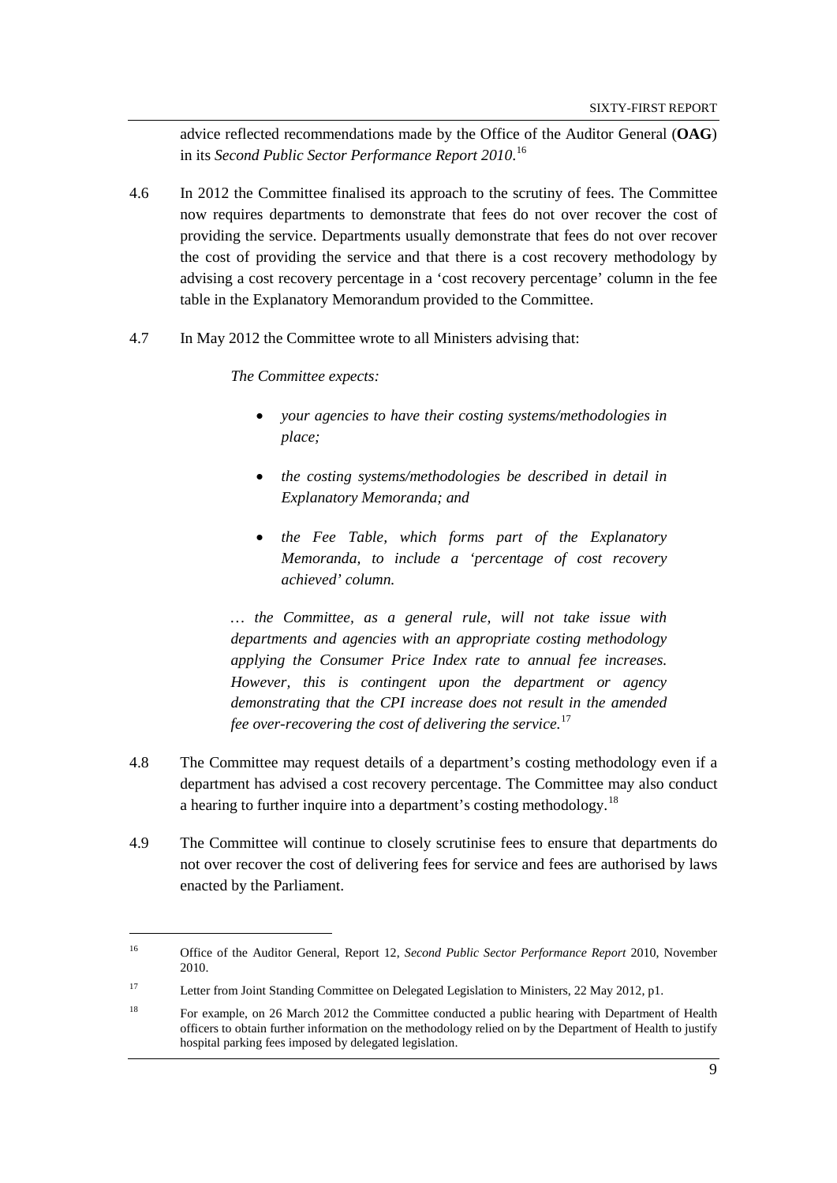advice reflected recommendations made by the Office of the Auditor General (**OAG**) in its *Second Public Sector Performance Report 2010*.[16]

4.6 In 2012 the Committee finalised its approach to the scrutiny of fees. The Committee now requires departments to demonstrate that fees do not over recover the cost of providing the service. Departments usually demonstrate that fees do not over recover the cost of providing the service and that there is a cost recovery methodology by advising a cost recovery percentage in a 'cost recovery percentage' column in the fee table in the Explanatory Memorandum provided to the Committee.

4.7 In May 2012 the Committee wrote to all Ministers advising that:

> *The Committee expects:*
>
> - *your agencies to have their costing systems/methodologies in place;*
> - *the costing systems/methodologies be described in detail in Explanatory Memoranda; and*
> - *the Fee Table, which forms part of the Explanatory Memoranda, to include a 'percentage of cost recovery achieved' column.*
>
> *… the Committee, as a general rule, will not take issue with departments and agencies with an appropriate costing methodology applying the Consumer Price Index rate to annual fee increases. However, this is contingent upon the department or agency demonstrating that the CPI increase does not result in the amended fee over-recovering the cost of delivering the service.*[17]

4.8 The Committee may request details of a department's costing methodology even if a department has advised a cost recovery percentage. The Committee may also conduct a hearing to further inquire into a department's costing methodology.[18]

4.9 The Committee will continue to closely scrutinise fees to ensure that departments do not over recover the cost of delivering fees for service and fees are authorised by laws enacted by the Parliament.

---

[16] Office of the Auditor General, Report 12, *Second Public Sector Performance Report* 2010, November 2010.

[17] Letter from Joint Standing Committee on Delegated Legislation to Ministers, 22 May 2012, p1.

[18] For example, on 26 March 2012 the Committee conducted a public hearing with Department of Health officers to obtain further information on the methodology relied on by the Department of Health to justify hospital parking fees imposed by delegated legislation.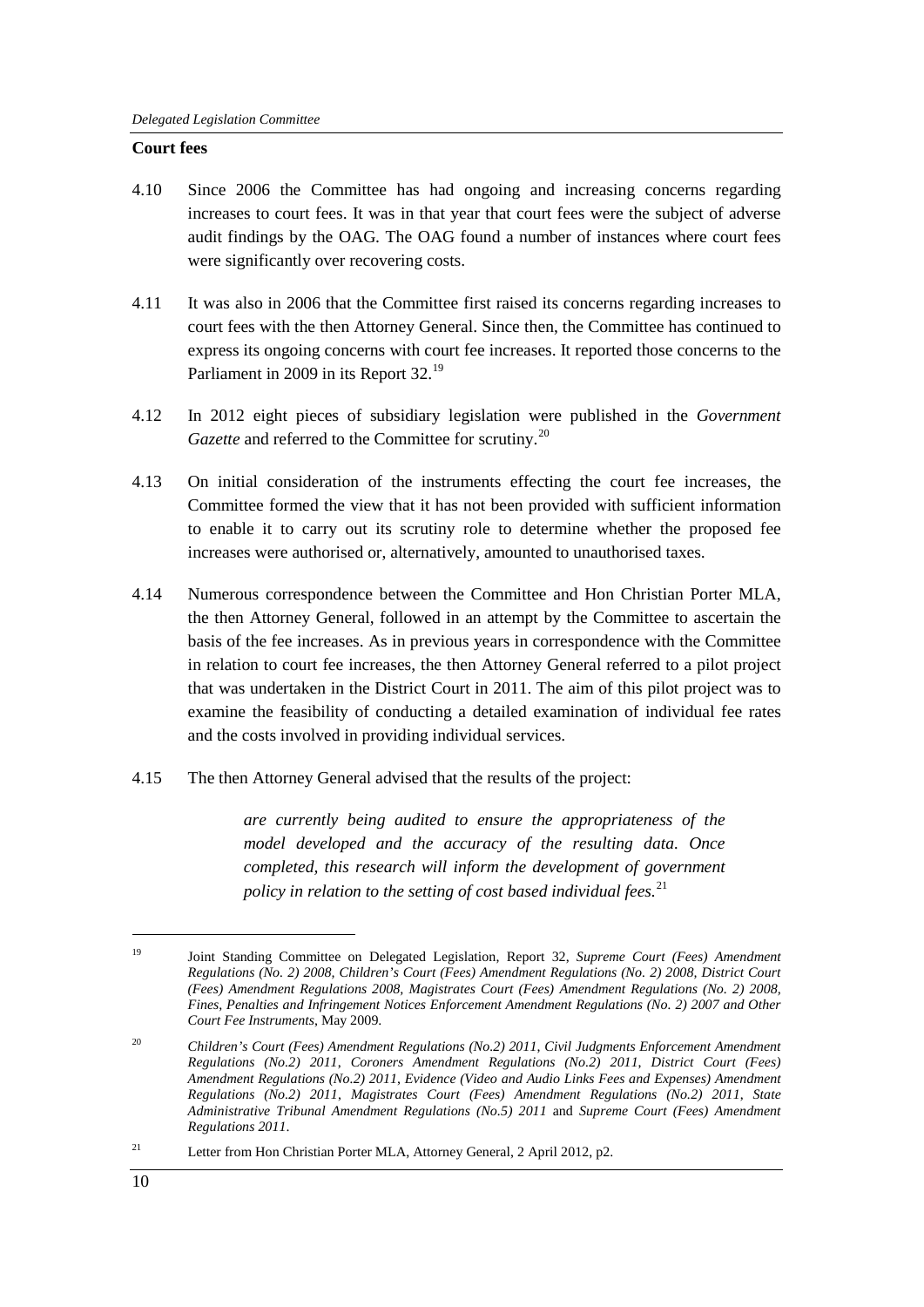**Court fees**

4.10 Since 2006 the Committee has had ongoing and increasing concerns regarding increases to court fees. It was in that year that court fees were the subject of adverse audit findings by the OAG. The OAG found a number of instances where court fees were significantly over recovering costs.

4.11 It was also in 2006 that the Committee first raised its concerns regarding increases to court fees with the then Attorney General. Since then, the Committee has continued to express its ongoing concerns with court fee increases. It reported those concerns to the Parliament in 2009 in its Report 32.[19]

4.12 In 2012 eight pieces of subsidiary legislation were published in the *Government Gazette* and referred to the Committee for scrutiny.[20]

4.13 On initial consideration of the instruments effecting the court fee increases, the Committee formed the view that it has not been provided with sufficient information to enable it to carry out its scrutiny role to determine whether the proposed fee increases were authorised or, alternatively, amounted to unauthorised taxes.

4.14 Numerous correspondence between the Committee and Hon Christian Porter MLA, the then Attorney General, followed in an attempt by the Committee to ascertain the basis of the fee increases. As in previous years in correspondence with the Committee in relation to court fee increases, the then Attorney General referred to a pilot project that was undertaken in the District Court in 2011. The aim of this pilot project was to examine the feasibility of conducting a detailed examination of individual fee rates and the costs involved in providing individual services.

4.15 The then Attorney General advised that the results of the project:

> *are currently being audited to ensure the appropriateness of the model developed and the accuracy of the resulting data. Once completed, this research will inform the development of government policy in relation to the setting of cost based individual fees.*[21]

---

[19] Joint Standing Committee on Delegated Legislation, Report 32, *Supreme Court (Fees) Amendment Regulations (No. 2) 2008, Children's Court (Fees) Amendment Regulations (No. 2) 2008, District Court (Fees) Amendment Regulations 2008, Magistrates Court (Fees) Amendment Regulations (No. 2) 2008, Fines, Penalties and Infringement Notices Enforcement Amendment Regulations (No. 2) 2007 and Other Court Fee Instruments*, May 2009.

[20] *Children's Court (Fees) Amendment Regulations (No.2) 2011, Civil Judgments Enforcement Amendment Regulations (No.2) 2011, Coroners Amendment Regulations (No.2) 2011, District Court (Fees) Amendment Regulations (No.2) 2011, Evidence (Video and Audio Links Fees and Expenses) Amendment Regulations (No.2) 2011, Magistrates Court (Fees) Amendment Regulations (No.2) 2011, State Administrative Tribunal Amendment Regulations (No.5) 2011* and *Supreme Court (Fees) Amendment Regulations 2011*.

[21] Letter from Hon Christian Porter MLA, Attorney General, 2 April 2012, p2.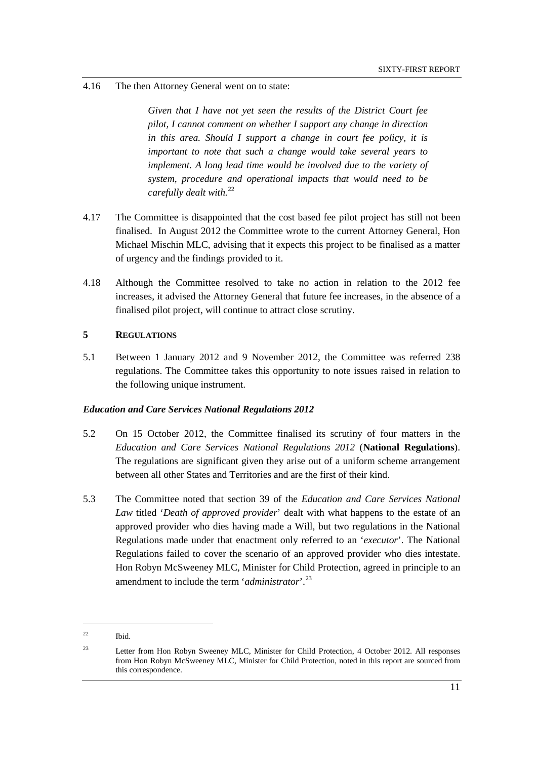4.16 The then Attorney General went on to state:

> *Given that I have not yet seen the results of the District Court fee pilot, I cannot comment on whether I support any change in direction in this area. Should I support a change in court fee policy, it is important to note that such a change would take several years to implement. A long lead time would be involved due to the variety of system, procedure and operational impacts that would need to be carefully dealt with.*[22]

4.17 The Committee is disappointed that the cost based fee pilot project has still not been finalised. In August 2012 the Committee wrote to the current Attorney General, Hon Michael Mischin MLC, advising that it expects this project to be finalised as a matter of urgency and the findings provided to it.

4.18 Although the Committee resolved to take no action in relation to the 2012 fee increases, it advised the Attorney General that future fee increases, in the absence of a finalised pilot project, will continue to attract close scrutiny.

## 5 REGULATIONS

5.1 Between 1 January 2012 and 9 November 2012, the Committee was referred 238 regulations. The Committee takes this opportunity to note issues raised in relation to the following unique instrument.

### *Education and Care Services National Regulations 2012*

5.2 On 15 October 2012, the Committee finalised its scrutiny of four matters in the *Education and Care Services National Regulations 2012* (**National Regulations**). The regulations are significant given they arise out of a uniform scheme arrangement between all other States and Territories and are the first of their kind.

5.3 The Committee noted that section 39 of the *Education and Care Services National Law* titled '*Death of approved provider*' dealt with what happens to the estate of an approved provider who dies having made a Will, but two regulations in the National Regulations made under that enactment only referred to an '*executor*'. The National Regulations failed to cover the scenario of an approved provider who dies intestate. Hon Robyn McSweeney MLC, Minister for Child Protection, agreed in principle to an amendment to include the term '*administrator*'.[23]

---

[22] Ibid.

[23] Letter from Hon Robyn Sweeney MLC, Minister for Child Protection, 4 October 2012. All responses from Hon Robyn McSweeney MLC, Minister for Child Protection, noted in this report are sourced from this correspondence.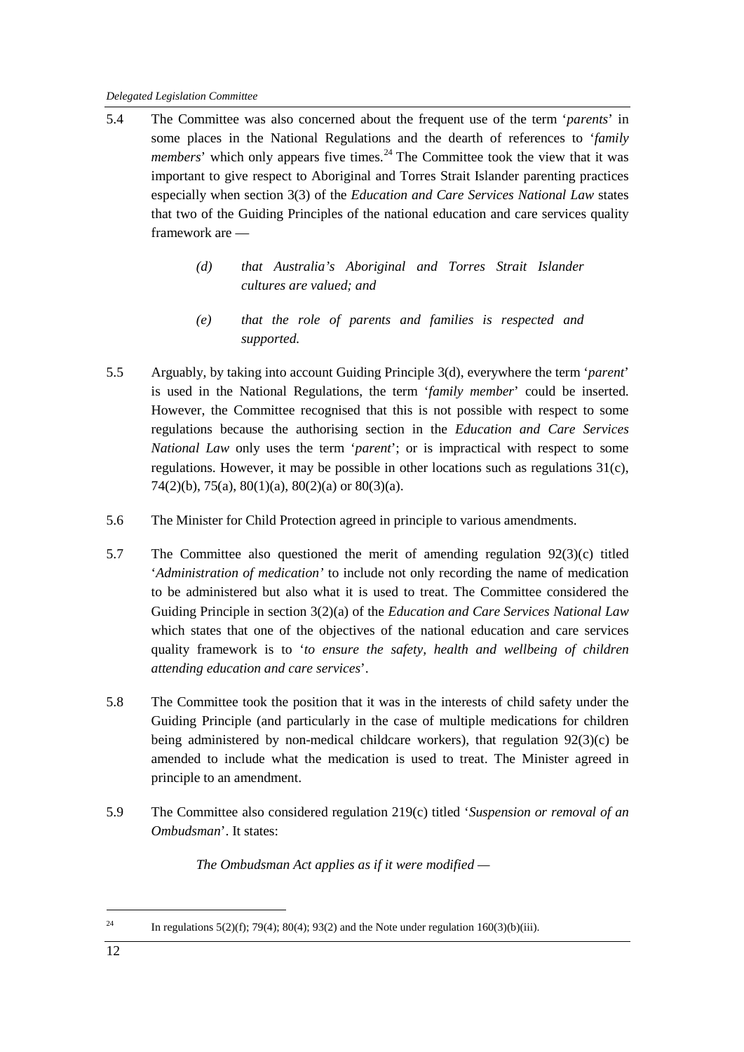5.4 The Committee was also concerned about the frequent use of the term '*parents*' in some places in the National Regulations and the dearth of references to '*family members*' which only appears five times.[24] The Committee took the view that it was important to give respect to Aboriginal and Torres Strait Islander parenting practices especially when section 3(3) of the *Education and Care Services National Law* states that two of the Guiding Principles of the national education and care services quality framework are —

> *(d) that Australia's Aboriginal and Torres Strait Islander cultures are valued; and*
>
> *(e) that the role of parents and families is respected and supported.*

5.5 Arguably, by taking into account Guiding Principle 3(d), everywhere the term '*parent*' is used in the National Regulations, the term '*family member*' could be inserted. However, the Committee recognised that this is not possible with respect to some regulations because the authorising section in the *Education and Care Services National Law* only uses the term '*parent*'; or is impractical with respect to some regulations. However, it may be possible in other locations such as regulations 31(c), 74(2)(b), 75(a), 80(1)(a), 80(2)(a) or 80(3)(a).

5.6 The Minister for Child Protection agreed in principle to various amendments.

5.7 The Committee also questioned the merit of amending regulation 92(3)(c) titled '*Administration of medication*' to include not only recording the name of medication to be administered but also what it is used to treat. The Committee considered the Guiding Principle in section 3(2)(a) of the *Education and Care Services National Law* which states that one of the objectives of the national education and care services quality framework is to '*to ensure the safety, health and wellbeing of children attending education and care services*'.

5.8 The Committee took the position that it was in the interests of child safety under the Guiding Principle (and particularly in the case of multiple medications for children being administered by non-medical childcare workers), that regulation 92(3)(c) be amended to include what the medication is used to treat. The Minister agreed in principle to an amendment.

5.9 The Committee also considered regulation 219(c) titled '*Suspension or removal of an Ombudsman*'. It states:

> *The Ombudsman Act applies as if it were modified —*

---

[24] In regulations 5(2)(f); 79(4); 80(4); 93(2) and the Note under regulation 160(3)(b)(iii).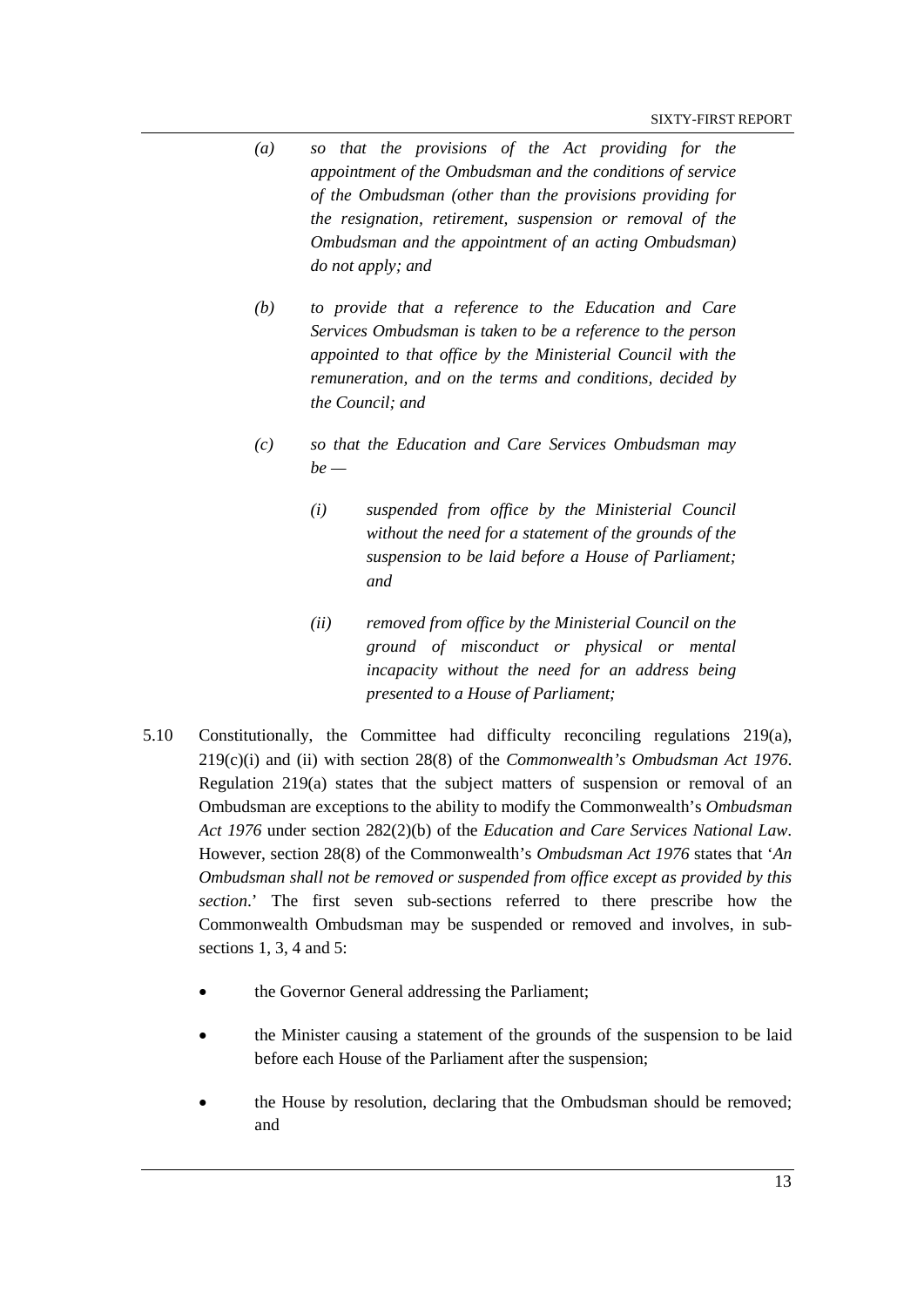> *(a) so that the provisions of the Act providing for the appointment of the Ombudsman and the conditions of service of the Ombudsman (other than the provisions providing for the resignation, retirement, suspension or removal of the Ombudsman and the appointment of an acting Ombudsman) do not apply; and*
>
> *(b) to provide that a reference to the Education and Care Services Ombudsman is taken to be a reference to the person appointed to that office by the Ministerial Council with the remuneration, and on the terms and conditions, decided by the Council; and*
>
> *(c) so that the Education and Care Services Ombudsman may be —*
>
> > *(i) suspended from office by the Ministerial Council without the need for a statement of the grounds of the suspension to be laid before a House of Parliament; and*
> >
> > *(ii) removed from office by the Ministerial Council on the ground of misconduct or physical or mental incapacity without the need for an address being presented to a House of Parliament;*

5.10 Constitutionally, the Committee had difficulty reconciling regulations 219(a), 219(c)(i) and (ii) with section 28(8) of the *Commonwealth's Ombudsman Act 1976*. Regulation 219(a) states that the subject matters of suspension or removal of an Ombudsman are exceptions to the ability to modify the Commonwealth's *Ombudsman Act 1976* under section 282(2)(b) of the *Education and Care Services National Law*. However, section 28(8) of the Commonwealth's *Ombudsman Act 1976* states that '*An Ombudsman shall not be removed or suspended from office except as provided by this section*.' The first seven sub-sections referred to there prescribe how the Commonwealth Ombudsman may be suspended or removed and involves, in sub-sections 1, 3, 4 and 5:

- the Governor General addressing the Parliament;
- the Minister causing a statement of the grounds of the suspension to be laid before each House of the Parliament after the suspension;
- the House by resolution, declaring that the Ombudsman should be removed; and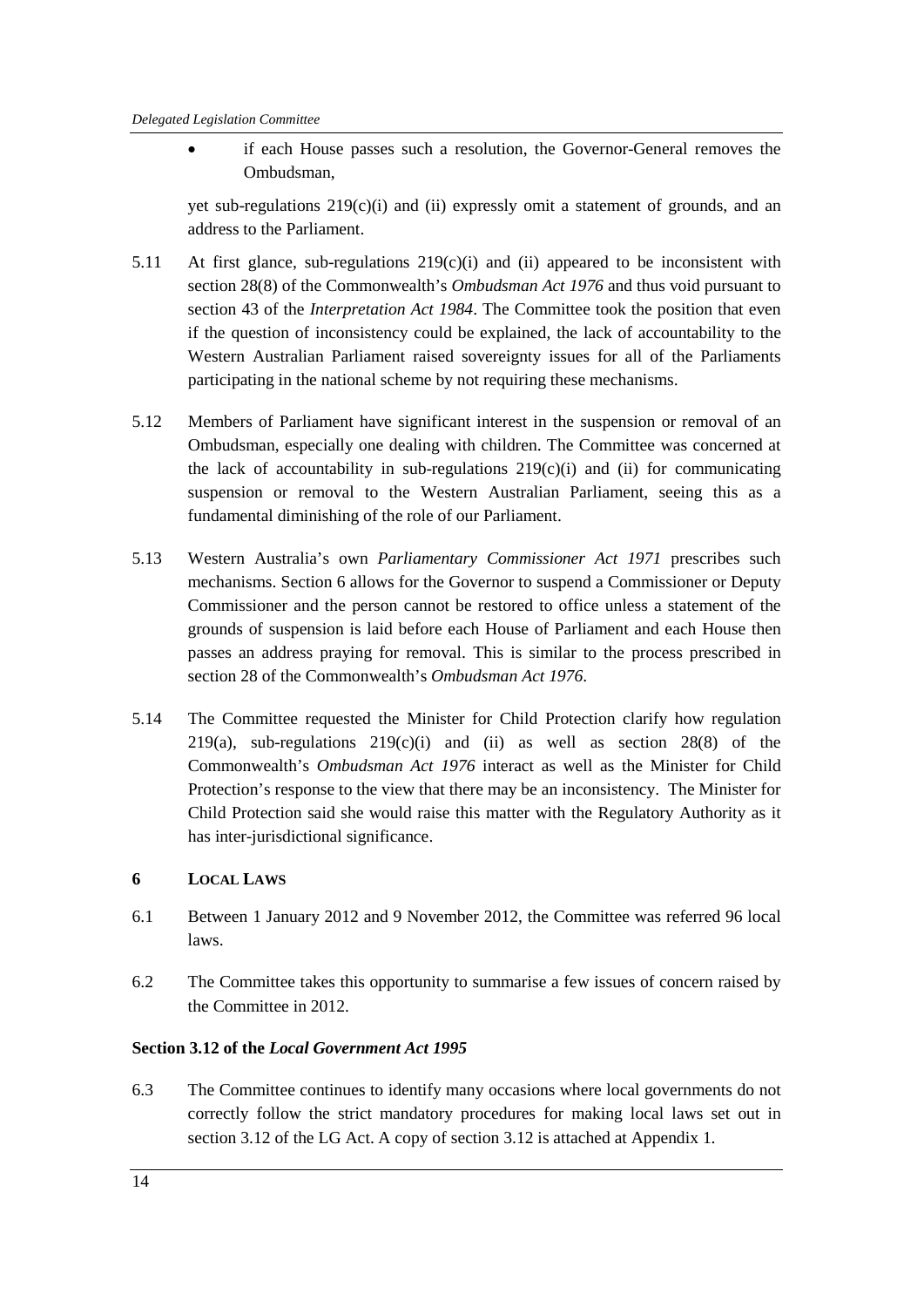- if each House passes such a resolution, the Governor-General removes the Ombudsman,

yet sub-regulations 219(c)(i) and (ii) expressly omit a statement of grounds, and an address to the Parliament.

5.11 At first glance, sub-regulations 219(c)(i) and (ii) appeared to be inconsistent with section 28(8) of the Commonwealth's *Ombudsman Act 1976* and thus void pursuant to section 43 of the *Interpretation Act 1984*. The Committee took the position that even if the question of inconsistency could be explained, the lack of accountability to the Western Australian Parliament raised sovereignty issues for all of the Parliaments participating in the national scheme by not requiring these mechanisms.

5.12 Members of Parliament have significant interest in the suspension or removal of an Ombudsman, especially one dealing with children. The Committee was concerned at the lack of accountability in sub-regulations 219(c)(i) and (ii) for communicating suspension or removal to the Western Australian Parliament, seeing this as a fundamental diminishing of the role of our Parliament.

5.13 Western Australia's own *Parliamentary Commissioner Act 1971* prescribes such mechanisms. Section 6 allows for the Governor to suspend a Commissioner or Deputy Commissioner and the person cannot be restored to office unless a statement of the grounds of suspension is laid before each House of Parliament and each House then passes an address praying for removal. This is similar to the process prescribed in section 28 of the Commonwealth's *Ombudsman Act 1976*.

5.14 The Committee requested the Minister for Child Protection clarify how regulation 219(a), sub-regulations 219(c)(i) and (ii) as well as section 28(8) of the Commonwealth's *Ombudsman Act 1976* interact as well as the Minister for Child Protection's response to the view that there may be an inconsistency. The Minister for Child Protection said she would raise this matter with the Regulatory Authority as it has inter-jurisdictional significance.

## 6 LOCAL LAWS

6.1 Between 1 January 2012 and 9 November 2012, the Committee was referred 96 local laws.

6.2 The Committee takes this opportunity to summarise a few issues of concern raised by the Committee in 2012.

### Section 3.12 of the *Local Government Act 1995*

6.3 The Committee continues to identify many occasions where local governments do not correctly follow the strict mandatory procedures for making local laws set out in section 3.12 of the LG Act. A copy of section 3.12 is attached at Appendix 1.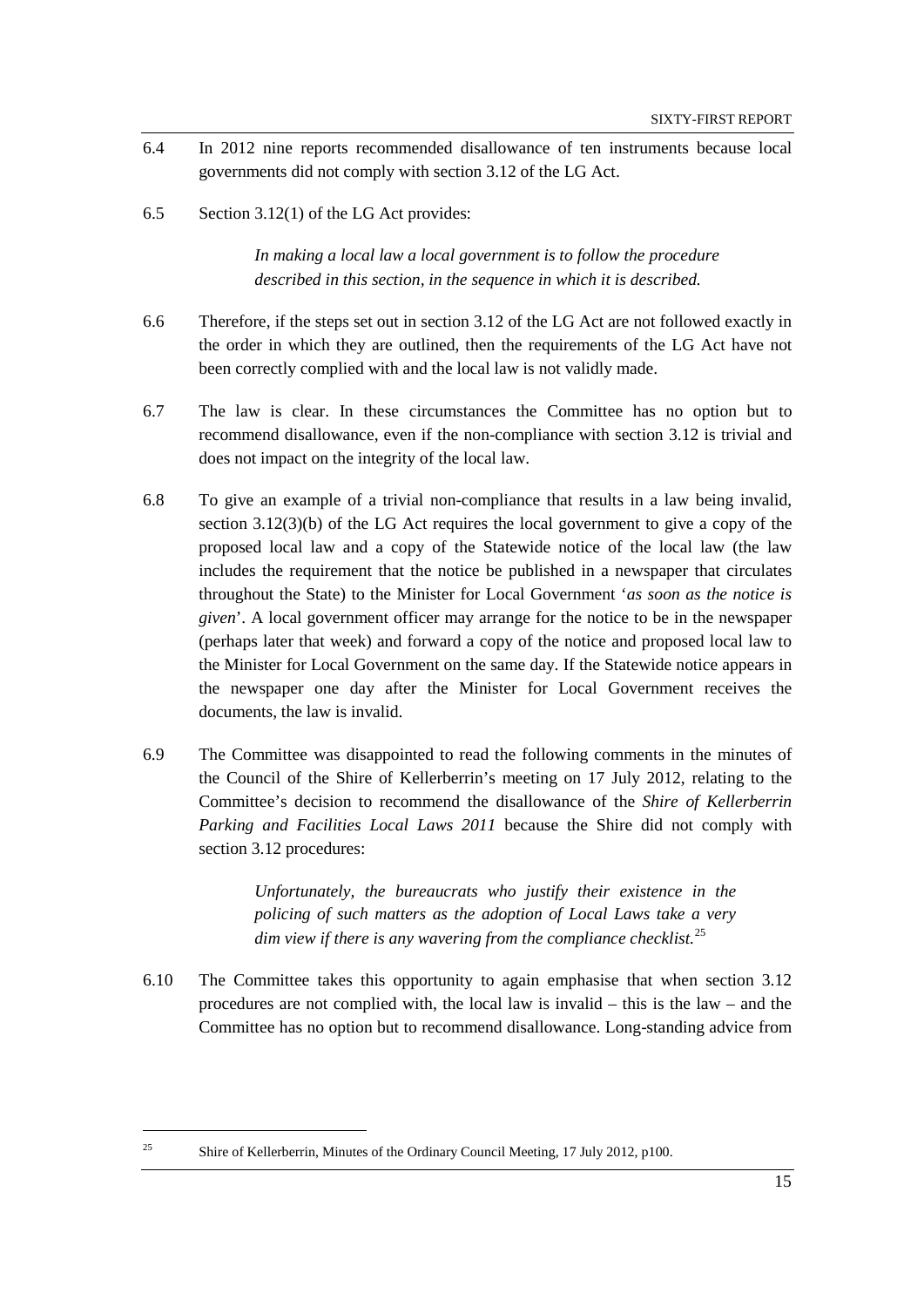6.4 In 2012 nine reports recommended disallowance of ten instruments because local governments did not comply with section 3.12 of the LG Act.

6.5 Section 3.12(1) of the LG Act provides:

> *In making a local law a local government is to follow the procedure described in this section, in the sequence in which it is described.*

6.6 Therefore, if the steps set out in section 3.12 of the LG Act are not followed exactly in the order in which they are outlined, then the requirements of the LG Act have not been correctly complied with and the local law is not validly made.

6.7 The law is clear. In these circumstances the Committee has no option but to recommend disallowance, even if the non-compliance with section 3.12 is trivial and does not impact on the integrity of the local law.

6.8 To give an example of a trivial non-compliance that results in a law being invalid, section 3.12(3)(b) of the LG Act requires the local government to give a copy of the proposed local law and a copy of the Statewide notice of the local law (the law includes the requirement that the notice be published in a newspaper that circulates throughout the State) to the Minister for Local Government '*as soon as the notice is given*'. A local government officer may arrange for the notice to be in the newspaper (perhaps later that week) and forward a copy of the notice and proposed local law to the Minister for Local Government on the same day. If the Statewide notice appears in the newspaper one day after the Minister for Local Government receives the documents, the law is invalid.

6.9 The Committee was disappointed to read the following comments in the minutes of the Council of the Shire of Kellerberrin's meeting on 17 July 2012, relating to the Committee's decision to recommend the disallowance of the *Shire of Kellerberrin Parking and Facilities Local Laws 2011* because the Shire did not comply with section 3.12 procedures:

> *Unfortunately, the bureaucrats who justify their existence in the policing of such matters as the adoption of Local Laws take a very dim view if there is any wavering from the compliance checklist.*[25]

6.10 The Committee takes this opportunity to again emphasise that when section 3.12 procedures are not complied with, the local law is invalid – this is the law – and the Committee has no option but to recommend disallowance. Long-standing advice from

---

[25] Shire of Kellerberrin, Minutes of the Ordinary Council Meeting, 17 July 2012, p100.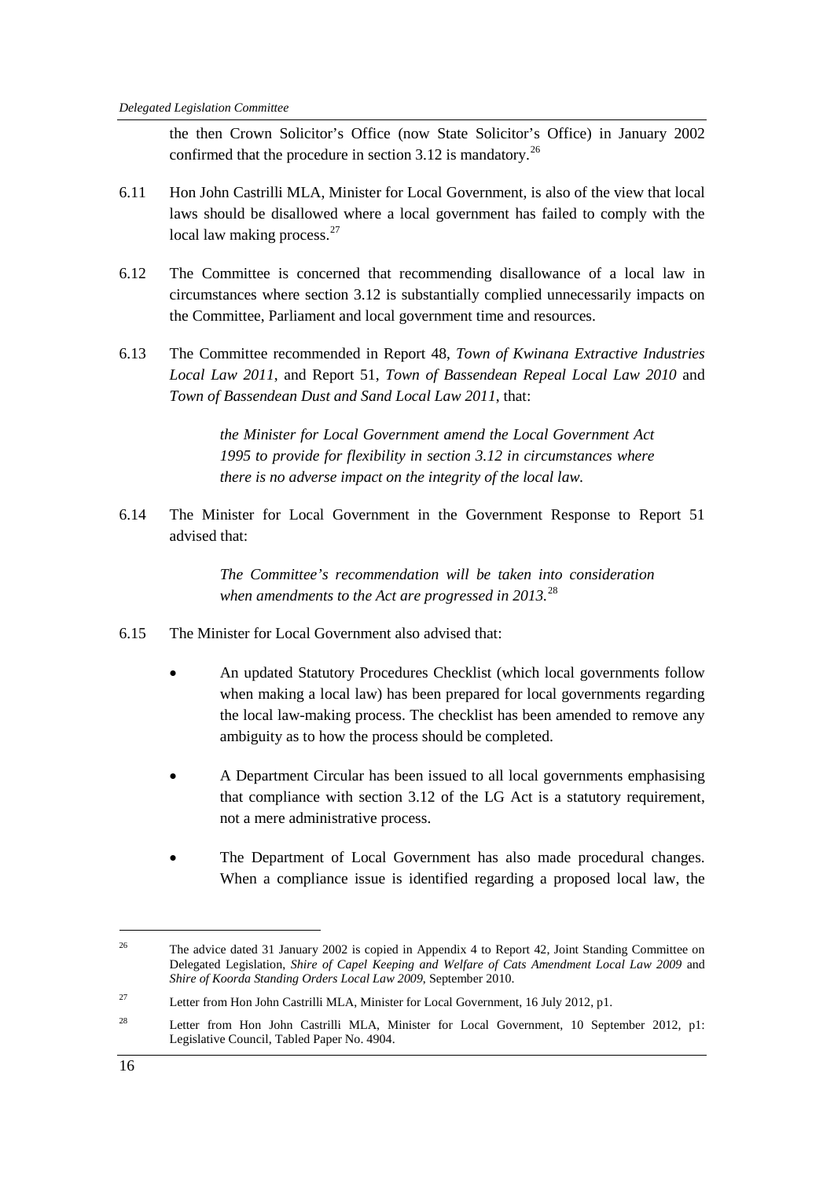the then Crown Solicitor's Office (now State Solicitor's Office) in January 2002 confirmed that the procedure in section 3.12 is mandatory.[26]

6.11 Hon John Castrilli MLA, Minister for Local Government, is also of the view that local laws should be disallowed where a local government has failed to comply with the local law making process.[27]

6.12 The Committee is concerned that recommending disallowance of a local law in circumstances where section 3.12 is substantially complied unnecessarily impacts on the Committee, Parliament and local government time and resources.

6.13 The Committee recommended in Report 48, *Town of Kwinana Extractive Industries Local Law 2011*, and Report 51, *Town of Bassendean Repeal Local Law 2010* and *Town of Bassendean Dust and Sand Local Law 2011*, that:

> *the Minister for Local Government amend the Local Government Act 1995 to provide for flexibility in section 3.12 in circumstances where there is no adverse impact on the integrity of the local law.*

6.14 The Minister for Local Government in the Government Response to Report 51 advised that:

> *The Committee's recommendation will be taken into consideration when amendments to the Act are progressed in 2013.*[28]

6.15 The Minister for Local Government also advised that:

- An updated Statutory Procedures Checklist (which local governments follow when making a local law) has been prepared for local governments regarding the local law-making process. The checklist has been amended to remove any ambiguity as to how the process should be completed.
- A Department Circular has been issued to all local governments emphasising that compliance with section 3.12 of the LG Act is a statutory requirement, not a mere administrative process.
- The Department of Local Government has also made procedural changes. When a compliance issue is identified regarding a proposed local law, the

---

[26] The advice dated 31 January 2002 is copied in Appendix 4 to Report 42, Joint Standing Committee on Delegated Legislation, *Shire of Capel Keeping and Welfare of Cats Amendment Local Law 2009* and *Shire of Koorda Standing Orders Local Law 2009*, September 2010.

[27] Letter from Hon John Castrilli MLA, Minister for Local Government, 16 July 2012, p1.

[28] Letter from Hon John Castrilli MLA, Minister for Local Government, 10 September 2012, p1: Legislative Council, Tabled Paper No. 4904.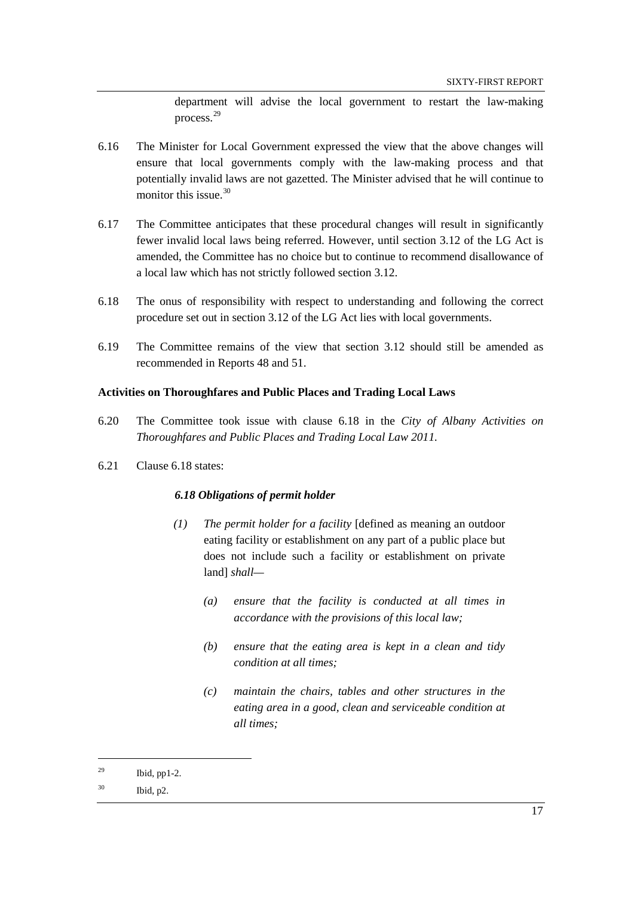department will advise the local government to restart the law-making process.[29]

6.16 The Minister for Local Government expressed the view that the above changes will ensure that local governments comply with the law-making process and that potentially invalid laws are not gazetted. The Minister advised that he will continue to monitor this issue.[30]

6.17 The Committee anticipates that these procedural changes will result in significantly fewer invalid local laws being referred. However, until section 3.12 of the LG Act is amended, the Committee has no choice but to continue to recommend disallowance of a local law which has not strictly followed section 3.12.

6.18 The onus of responsibility with respect to understanding and following the correct procedure set out in section 3.12 of the LG Act lies with local governments.

6.19 The Committee remains of the view that section 3.12 should still be amended as recommended in Reports 48 and 51.

**Activities on Thoroughfares and Public Places and Trading Local Laws**

6.20 The Committee took issue with clause 6.18 in the *City of Albany Activities on Thoroughfares and Public Places and Trading Local Law 2011.*

6.21 Clause 6.18 states:

> ***6.18 Obligations of permit holder***
>
> *(1) The permit holder for a facility* [defined as meaning an outdoor eating facility or establishment on any part of a public place but does not include such a facility or establishment on private land] *shall—*
>
> *(a) ensure that the facility is conducted at all times in accordance with the provisions of this local law;*
>
> *(b) ensure that the eating area is kept in a clean and tidy condition at all times;*
>
> *(c) maintain the chairs, tables and other structures in the eating area in a good, clean and serviceable condition at all times;*

---

[29] Ibid, pp1-2.

[30] Ibid, p2.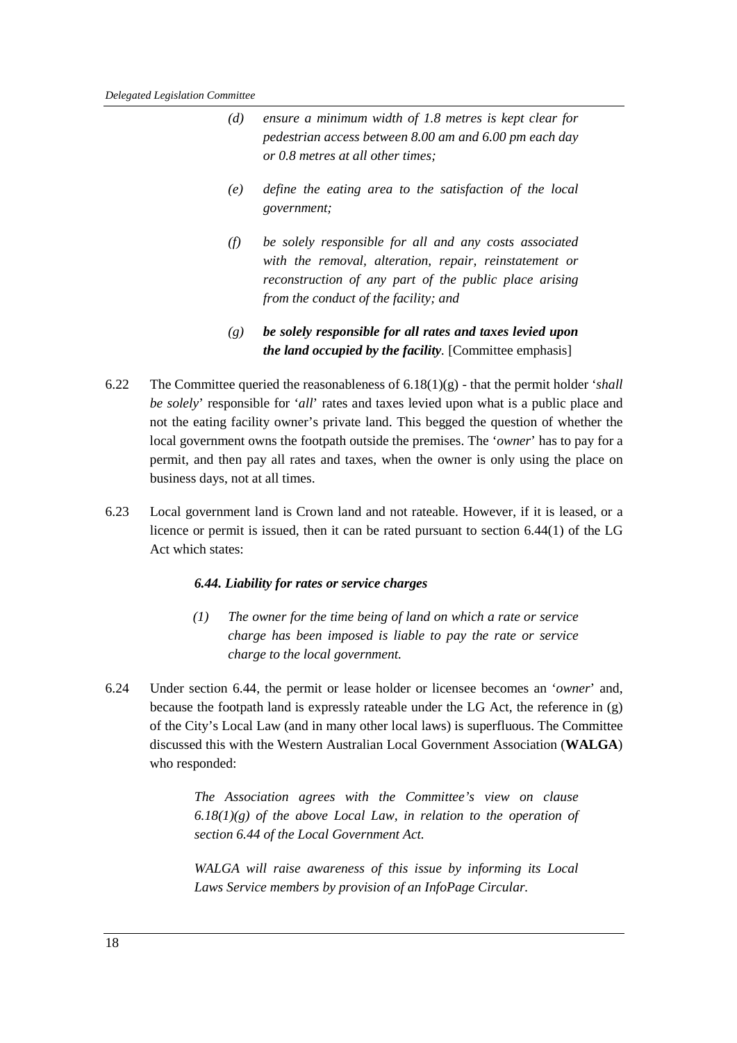> *(d) ensure a minimum width of 1.8 metres is kept clear for pedestrian access between 8.00 am and 6.00 pm each day or 0.8 metres at all other times;*
>
> *(e) define the eating area to the satisfaction of the local government;*
>
> *(f) be solely responsible for all and any costs associated with the removal, alteration, repair, reinstatement or reconstruction of any part of the public place arising from the conduct of the facility; and*
>
> ***(g) be solely responsible for all rates and taxes levied upon the land occupied by the facility.*** [Committee emphasis]

6.22 The Committee queried the reasonableness of 6.18(1)(g) - that the permit holder '*shall be solely*' responsible for '*all*' rates and taxes levied upon what is a public place and not the eating facility owner's private land. This begged the question of whether the local government owns the footpath outside the premises. The '*owner*' has to pay for a permit, and then pay all rates and taxes, when the owner is only using the place on business days, not at all times.

6.23 Local government land is Crown land and not rateable. However, if it is leased, or a licence or permit is issued, then it can be rated pursuant to section 6.44(1) of the LG Act which states:

> ***6.44. Liability for rates or service charges***
>
> *(1) The owner for the time being of land on which a rate or service charge has been imposed is liable to pay the rate or service charge to the local government.*

6.24 Under section 6.44, the permit or lease holder or licensee becomes an '*owner*' and, because the footpath land is expressly rateable under the LG Act, the reference in (g) of the City's Local Law (and in many other local laws) is superfluous. The Committee discussed this with the Western Australian Local Government Association (**WALGA**) who responded:

> *The Association agrees with the Committee's view on clause 6.18(1)(g) of the above Local Law, in relation to the operation of section 6.44 of the Local Government Act.*
>
> *WALGA will raise awareness of this issue by informing its Local Laws Service members by provision of an InfoPage Circular.*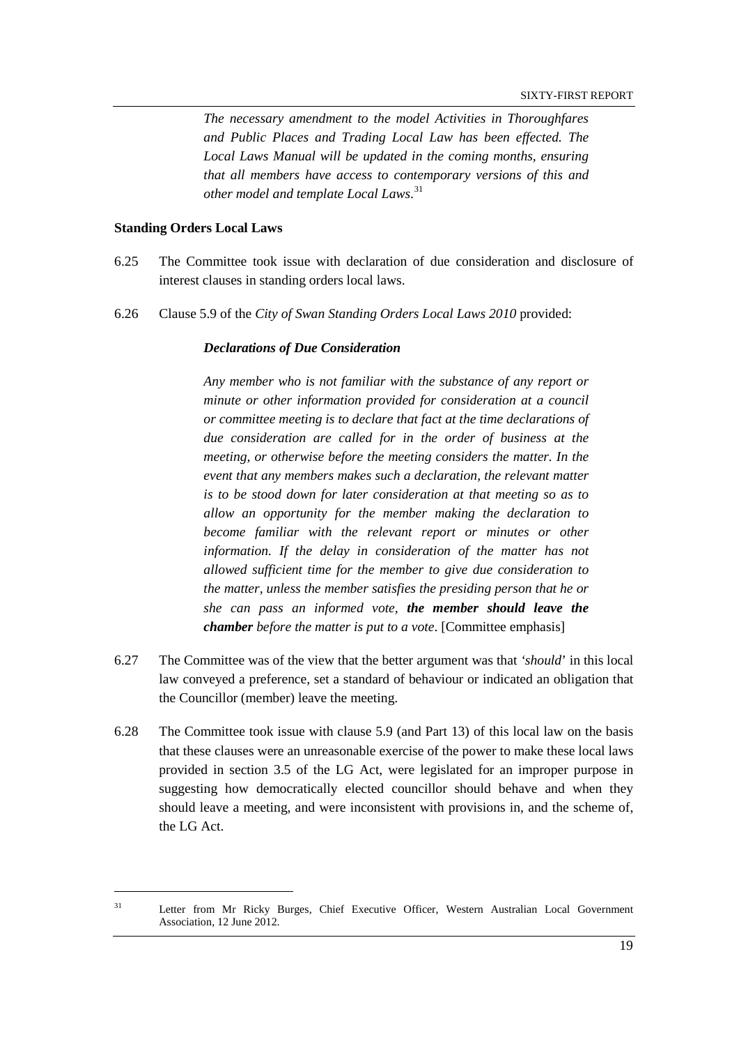> *The necessary amendment to the model Activities in Thoroughfares and Public Places and Trading Local Law has been effected. The Local Laws Manual will be updated in the coming months, ensuring that all members have access to contemporary versions of this and other model and template Local Laws*.[31]

**Standing Orders Local Laws**

6.25 The Committee took issue with declaration of due consideration and disclosure of interest clauses in standing orders local laws.

6.26 Clause 5.9 of the *City of Swan Standing Orders Local Laws 2010* provided:

> ***Declarations of Due Consideration***
>
> *Any member who is not familiar with the substance of any report or minute or other information provided for consideration at a council or committee meeting is to declare that fact at the time declarations of due consideration are called for in the order of business at the meeting, or otherwise before the meeting considers the matter. In the event that any members makes such a declaration, the relevant matter is to be stood down for later consideration at that meeting so as to allow an opportunity for the member making the declaration to become familiar with the relevant report or minutes or other information. If the delay in consideration of the matter has not allowed sufficient time for the member to give due consideration to the matter, unless the member satisfies the presiding person that he or she can pass an informed vote, **the member should leave the chamber** before the matter is put to a vote*. [Committee emphasis]

6.27 The Committee was of the view that the better argument was that *'should'* in this local law conveyed a preference, set a standard of behaviour or indicated an obligation that the Councillor (member) leave the meeting.

6.28 The Committee took issue with clause 5.9 (and Part 13) of this local law on the basis that these clauses were an unreasonable exercise of the power to make these local laws provided in section 3.5 of the LG Act, were legislated for an improper purpose in suggesting how democratically elected councillor should behave and when they should leave a meeting, and were inconsistent with provisions in, and the scheme of, the LG Act.

---

[31] Letter from Mr Ricky Burges, Chief Executive Officer, Western Australian Local Government Association, 12 June 2012.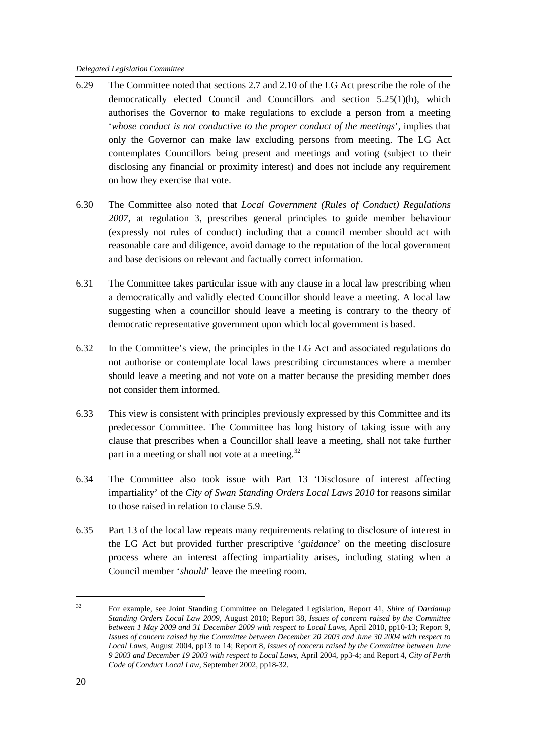6.29 The Committee noted that sections 2.7 and 2.10 of the LG Act prescribe the role of the democratically elected Council and Councillors and section 5.25(1)(h), which authorises the Governor to make regulations to exclude a person from a meeting '*whose conduct is not conductive to the proper conduct of the meetings*', implies that only the Governor can make law excluding persons from meeting. The LG Act contemplates Councillors being present and meetings and voting (subject to their disclosing any financial or proximity interest) and does not include any requirement on how they exercise that vote.

6.30 The Committee also noted that *Local Government (Rules of Conduct) Regulations 2007*, at regulation 3, prescribes general principles to guide member behaviour (expressly not rules of conduct) including that a council member should act with reasonable care and diligence, avoid damage to the reputation of the local government and base decisions on relevant and factually correct information.

6.31 The Committee takes particular issue with any clause in a local law prescribing when a democratically and validly elected Councillor should leave a meeting. A local law suggesting when a councillor should leave a meeting is contrary to the theory of democratic representative government upon which local government is based.

6.32 In the Committee's view, the principles in the LG Act and associated regulations do not authorise or contemplate local laws prescribing circumstances where a member should leave a meeting and not vote on a matter because the presiding member does not consider them informed.

6.33 This view is consistent with principles previously expressed by this Committee and its predecessor Committee. The Committee has long history of taking issue with any clause that prescribes when a Councillor shall leave a meeting, shall not take further part in a meeting or shall not vote at a meeting.[32]

6.34 The Committee also took issue with Part 13 'Disclosure of interest affecting impartiality' of the *City of Swan Standing Orders Local Laws 2010* for reasons similar to those raised in relation to clause 5.9.

6.35 Part 13 of the local law repeats many requirements relating to disclosure of interest in the LG Act but provided further prescriptive '*guidance*' on the meeting disclosure process where an interest affecting impartiality arises, including stating when a Council member '*should*' leave the meeting room.

---

[32] For example, see Joint Standing Committee on Delegated Legislation, Report 41, *Shire of Dardanup Standing Orders Local Law 2009*, August 2010; Report 38, *Issues of concern raised by the Committee between 1 May 2009 and 31 December 2009 with respect to Local Laws*, April 2010, pp10-13; Report 9, *Issues of concern raised by the Committee between December 20 2003 and June 30 2004 with respect to Local Laws*, August 2004, pp13 to 14; Report 8, *Issues of concern raised by the Committee between June 9 2003 and December 19 2003 with respect to Local Laws*, April 2004, pp3-4; and Report 4, *City of Perth Code of Conduct Local Law*, September 2002, pp18-32.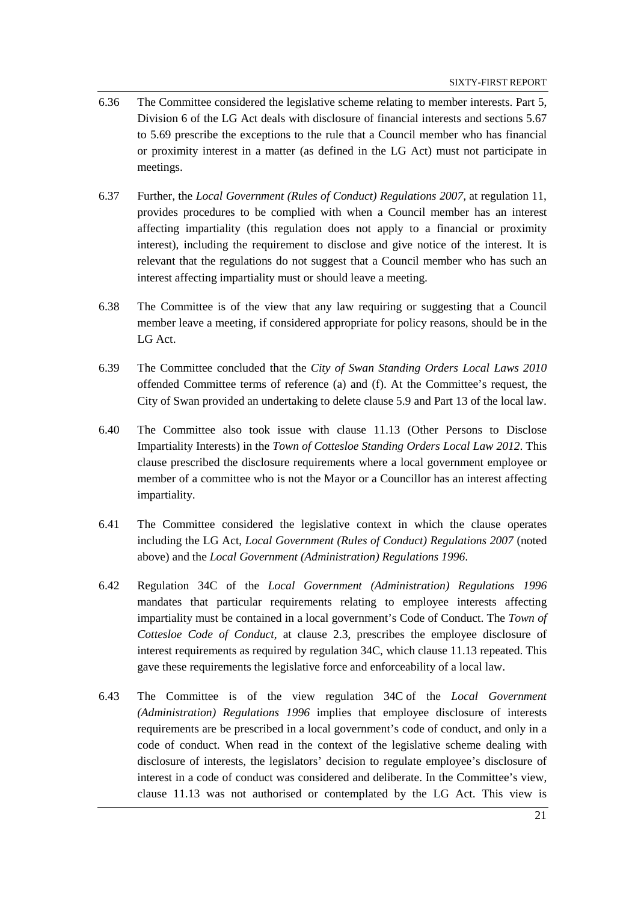6.36 The Committee considered the legislative scheme relating to member interests. Part 5, Division 6 of the LG Act deals with disclosure of financial interests and sections 5.67 to 5.69 prescribe the exceptions to the rule that a Council member who has financial or proximity interest in a matter (as defined in the LG Act) must not participate in meetings.

6.37 Further, the *Local Government (Rules of Conduct) Regulations 2007*, at regulation 11, provides procedures to be complied with when a Council member has an interest affecting impartiality (this regulation does not apply to a financial or proximity interest), including the requirement to disclose and give notice of the interest. It is relevant that the regulations do not suggest that a Council member who has such an interest affecting impartiality must or should leave a meeting.

6.38 The Committee is of the view that any law requiring or suggesting that a Council member leave a meeting, if considered appropriate for policy reasons, should be in the LG Act.

6.39 The Committee concluded that the *City of Swan Standing Orders Local Laws 2010* offended Committee terms of reference (a) and (f). At the Committee's request, the City of Swan provided an undertaking to delete clause 5.9 and Part 13 of the local law.

6.40 The Committee also took issue with clause 11.13 (Other Persons to Disclose Impartiality Interests) in the *Town of Cottesloe Standing Orders Local Law 2012*. This clause prescribed the disclosure requirements where a local government employee or member of a committee who is not the Mayor or a Councillor has an interest affecting impartiality.

6.41 The Committee considered the legislative context in which the clause operates including the LG Act, *Local Government (Rules of Conduct) Regulations 2007* (noted above) and the *Local Government (Administration) Regulations 1996*.

6.42 Regulation 34C of the *Local Government (Administration) Regulations 1996* mandates that particular requirements relating to employee interests affecting impartiality must be contained in a local government's Code of Conduct. The *Town of Cottesloe Code of Conduct*, at clause 2.3, prescribes the employee disclosure of interest requirements as required by regulation 34C, which clause 11.13 repeated. This gave these requirements the legislative force and enforceability of a local law.

6.43 The Committee is of the view regulation 34C of the *Local Government (Administration) Regulations 1996* implies that employee disclosure of interests requirements are be prescribed in a local government's code of conduct, and only in a code of conduct. When read in the context of the legislative scheme dealing with disclosure of interests, the legislators' decision to regulate employee's disclosure of interest in a code of conduct was considered and deliberate. In the Committee's view, clause 11.13 was not authorised or contemplated by the LG Act. This view is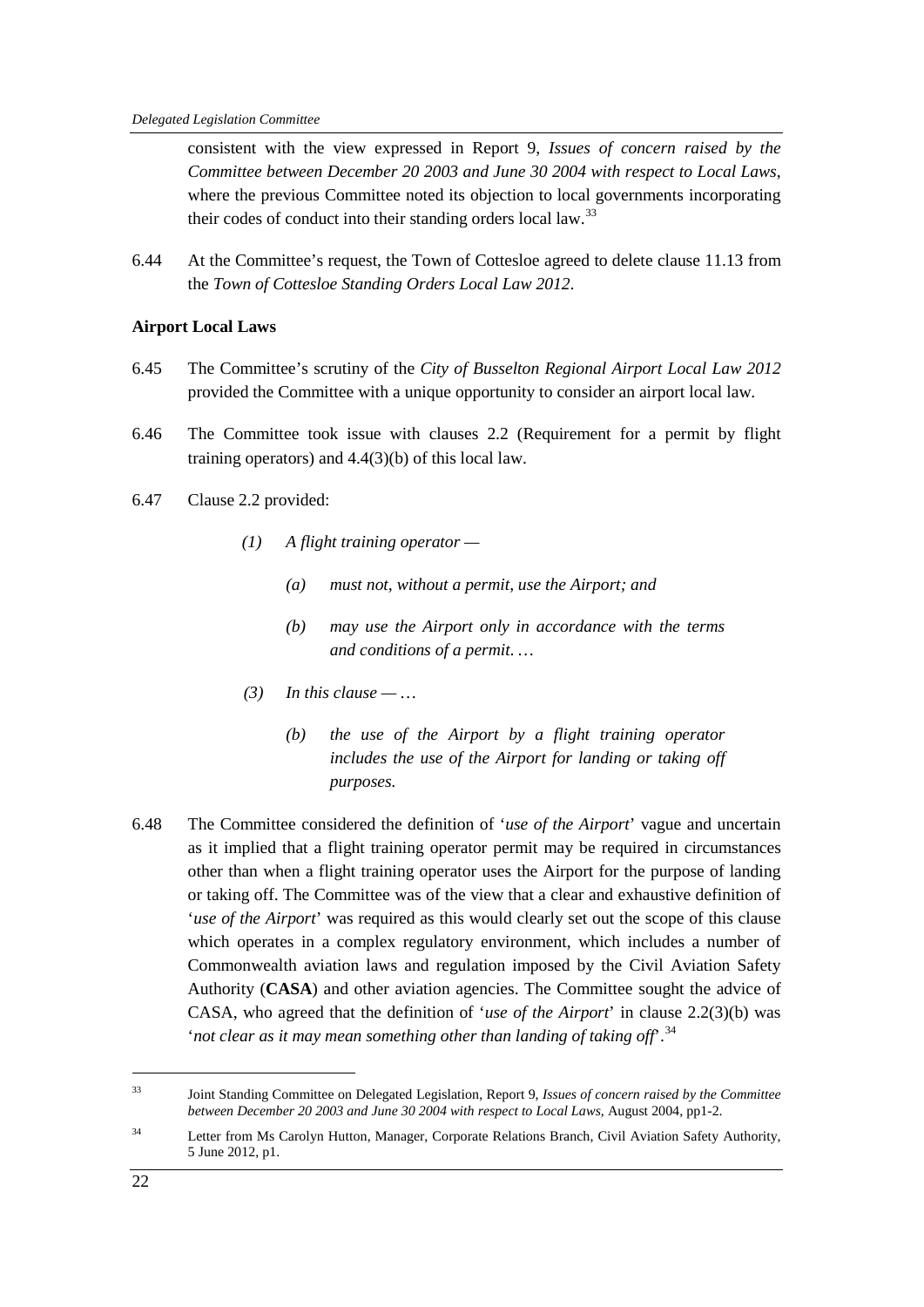consistent with the view expressed in Report 9, *Issues of concern raised by the Committee between December 20 2003 and June 30 2004 with respect to Local Laws*, where the previous Committee noted its objection to local governments incorporating their codes of conduct into their standing orders local law.[33]

6.44 At the Committee's request, the Town of Cottesloe agreed to delete clause 11.13 from the *Town of Cottesloe Standing Orders Local Law 2012*.

**Airport Local Laws**

6.45 The Committee's scrutiny of the *City of Busselton Regional Airport Local Law 2012* provided the Committee with a unique opportunity to consider an airport local law.

6.46 The Committee took issue with clauses 2.2 (Requirement for a permit by flight training operators) and 4.4(3)(b) of this local law.

6.47 Clause 2.2 provided:

> *(1) A flight training operator —*
>
> > *(a) must not, without a permit, use the Airport; and*
> >
> > *(b) may use the Airport only in accordance with the terms and conditions of a permit. …*
>
> *(3) In this clause — …*
>
> > *(b) the use of the Airport by a flight training operator includes the use of the Airport for landing or taking off purposes.*

6.48 The Committee considered the definition of '*use of the Airport*' vague and uncertain as it implied that a flight training operator permit may be required in circumstances other than when a flight training operator uses the Airport for the purpose of landing or taking off. The Committee was of the view that a clear and exhaustive definition of '*use of the Airport*' was required as this would clearly set out the scope of this clause which operates in a complex regulatory environment, which includes a number of Commonwealth aviation laws and regulation imposed by the Civil Aviation Safety Authority (**CASA**) and other aviation agencies. The Committee sought the advice of CASA, who agreed that the definition of '*use of the Airport*' in clause 2.2(3)(b) was '*not clear as it may mean something other than landing of taking off*'.[34]

---

[33] Joint Standing Committee on Delegated Legislation, Report 9, *Issues of concern raised by the Committee between December 20 2003 and June 30 2004 with respect to Local Laws*, August 2004, pp1-2.

[34] Letter from Ms Carolyn Hutton, Manager, Corporate Relations Branch, Civil Aviation Safety Authority, 5 June 2012, p1.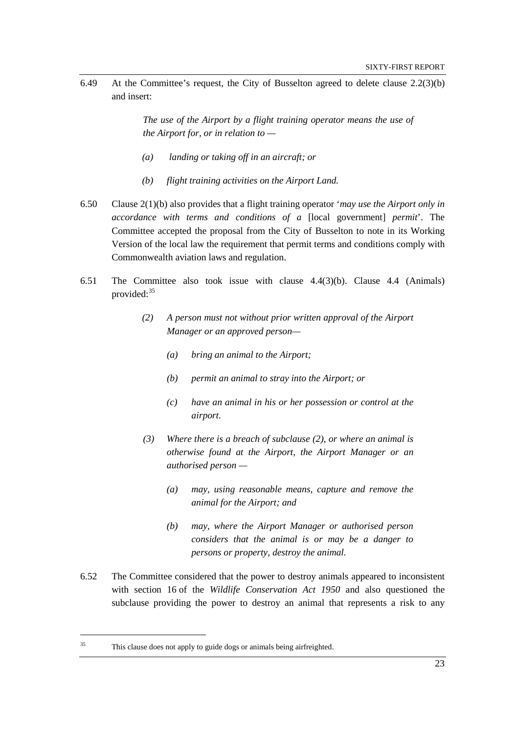6.49 At the Committee's request, the City of Busselton agreed to delete clause 2.2(3)(b) and insert:

> *The use of the Airport by a flight training operator means the use of the Airport for, or in relation to —*
>
> *(a) landing or taking off in an aircraft; or*
>
> *(b) flight training activities on the Airport Land.*

6.50 Clause 2(1)(b) also provides that a flight training operator '*may use the Airport only in accordance with terms and conditions of a* [local government] *permit*'. The Committee accepted the proposal from the City of Busselton to note in its Working Version of the local law the requirement that permit terms and conditions comply with Commonwealth aviation laws and regulation.

6.51 The Committee also took issue with clause 4.4(3)(b). Clause 4.4 (Animals) provided:[35]

> *(2) A person must not without prior written approval of the Airport Manager or an approved person—*
>
> *(a) bring an animal to the Airport;*
>
> *(b) permit an animal to stray into the Airport; or*
>
> *(c) have an animal in his or her possession or control at the airport.*
>
> *(3) Where there is a breach of subclause (2), or where an animal is otherwise found at the Airport, the Airport Manager or an authorised person —*
>
> *(a) may, using reasonable means, capture and remove the animal for the Airport; and*
>
> *(b) may, where the Airport Manager or authorised person considers that the animal is or may be a danger to persons or property, destroy the animal.*

6.52 The Committee considered that the power to destroy animals appeared to inconsistent with section 16 of the *Wildlife Conservation Act 1950* and also questioned the subclause providing the power to destroy an animal that represents a risk to any

[35] This clause does not apply to guide dogs or animals being airfreighted.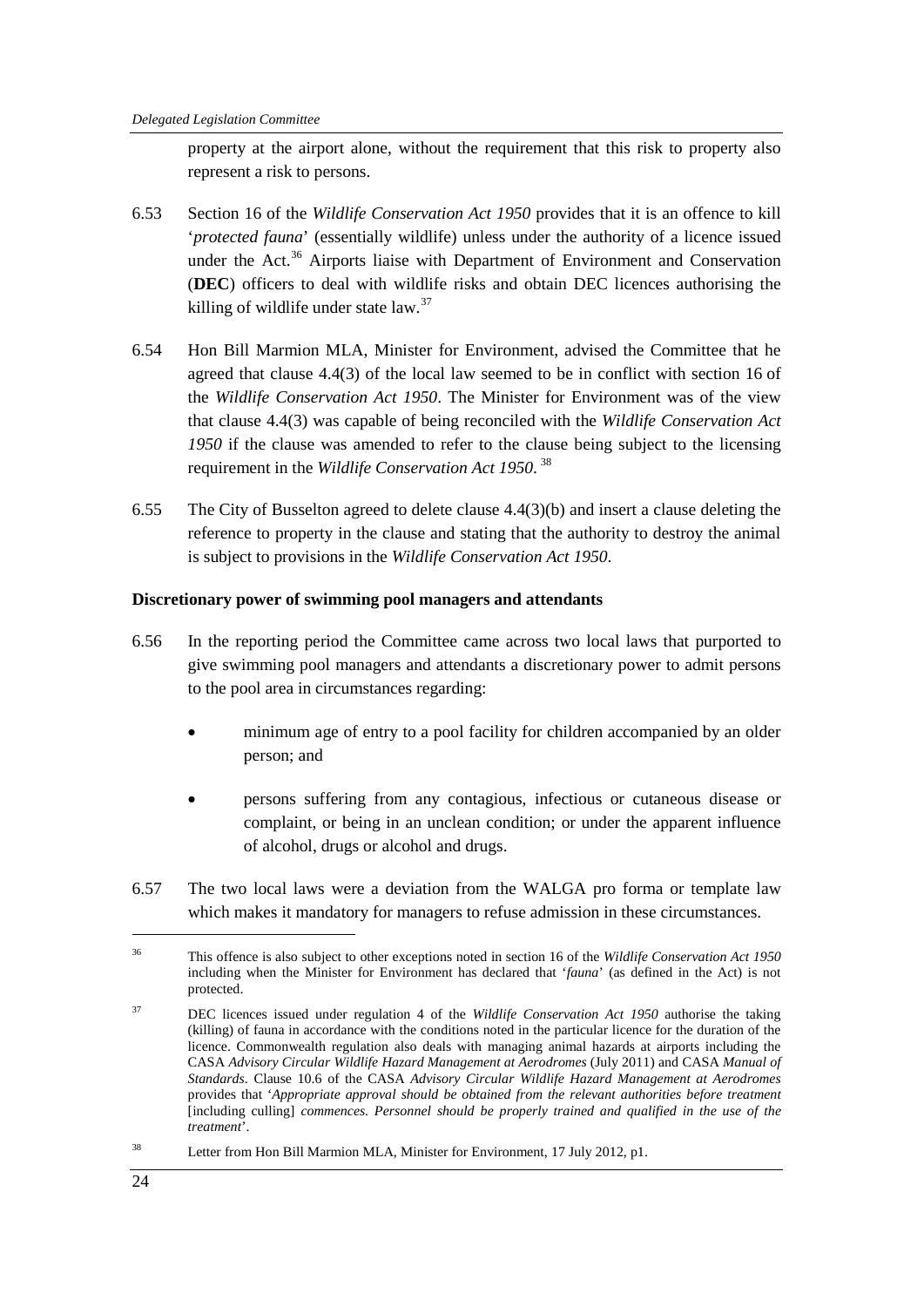property at the airport alone, without the requirement that this risk to property also represent a risk to persons.

6.53 Section 16 of the *Wildlife Conservation Act 1950* provides that it is an offence to kill '*protected fauna*' (essentially wildlife) unless under the authority of a licence issued under the Act.[36] Airports liaise with Department of Environment and Conservation (**DEC**) officers to deal with wildlife risks and obtain DEC licences authorising the killing of wildlife under state law.[37]

6.54 Hon Bill Marmion MLA, Minister for Environment, advised the Committee that he agreed that clause 4.4(3) of the local law seemed to be in conflict with section 16 of the *Wildlife Conservation Act 1950*. The Minister for Environment was of the view that clause 4.4(3) was capable of being reconciled with the *Wildlife Conservation Act 1950* if the clause was amended to refer to the clause being subject to the licensing requirement in the *Wildlife Conservation Act 1950*.[38]

6.55 The City of Busselton agreed to delete clause 4.4(3)(b) and insert a clause deleting the reference to property in the clause and stating that the authority to destroy the animal is subject to provisions in the *Wildlife Conservation Act 1950*.

**Discretionary power of swimming pool managers and attendants**

6.56 In the reporting period the Committee came across two local laws that purported to give swimming pool managers and attendants a discretionary power to admit persons to the pool area in circumstances regarding:

- minimum age of entry to a pool facility for children accompanied by an older person; and
- persons suffering from any contagious, infectious or cutaneous disease or complaint, or being in an unclean condition; or under the apparent influence of alcohol, drugs or alcohol and drugs.

6.57 The two local laws were a deviation from the WALGA pro forma or template law which makes it mandatory for managers to refuse admission in these circumstances.

---

[36] This offence is also subject to other exceptions noted in section 16 of the *Wildlife Conservation Act 1950* including when the Minister for Environment has declared that '*fauna*' (as defined in the Act) is not protected.

[37] DEC licences issued under regulation 4 of the *Wildlife Conservation Act 1950* authorise the taking (killing) of fauna in accordance with the conditions noted in the particular licence for the duration of the licence. Commonwealth regulation also deals with managing animal hazards at airports including the CASA *Advisory Circular Wildlife Hazard Management at Aerodromes* (July 2011) and CASA *Manual of Standards*. Clause 10.6 of the CASA *Advisory Circular Wildlife Hazard Management at Aerodromes* provides that '*Appropriate approval should be obtained from the relevant authorities before treatment* [including culling] *commences. Personnel should be properly trained and qualified in the use of the treatment*'.

[38] Letter from Hon Bill Marmion MLA, Minister for Environment, 17 July 2012, p1.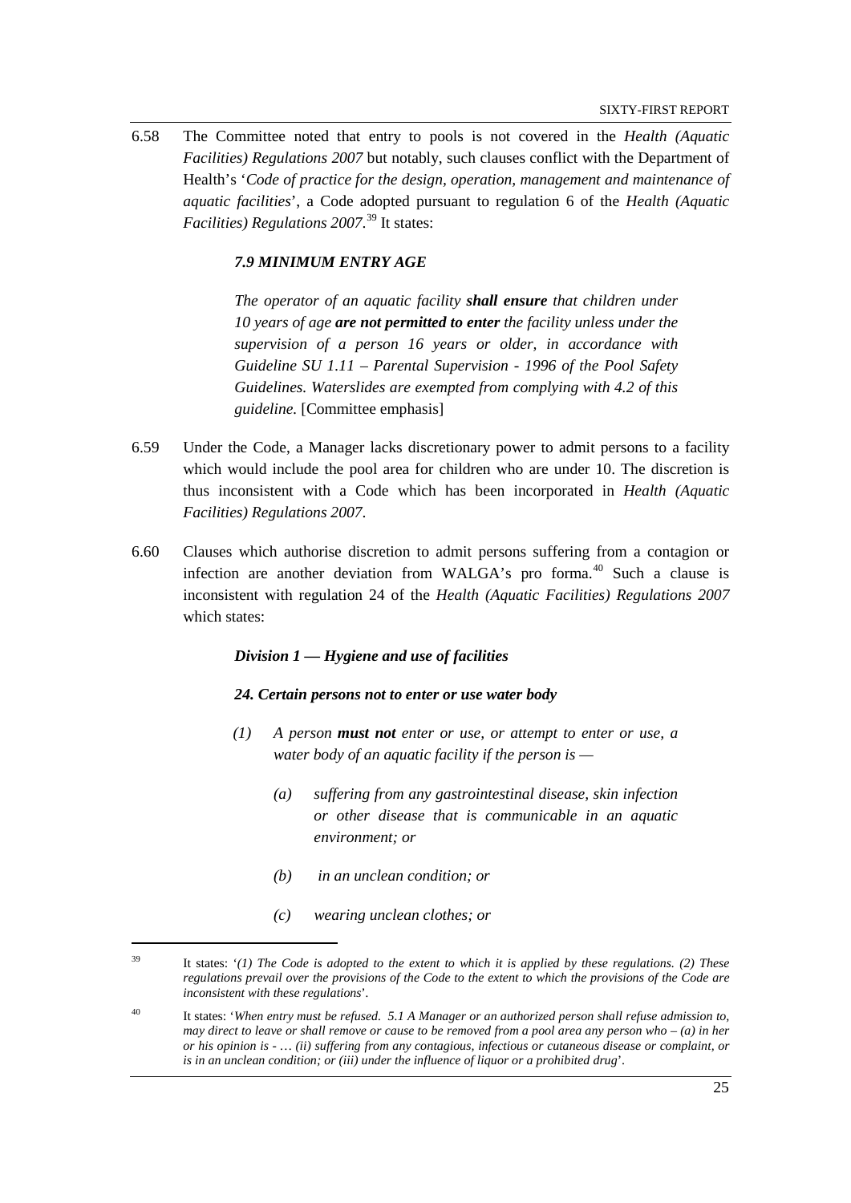6.58 The Committee noted that entry to pools is not covered in the *Health (Aquatic Facilities) Regulations 2007* but notably, such clauses conflict with the Department of Health's '*Code of practice for the design, operation, management and maintenance of aquatic facilities*', a Code adopted pursuant to regulation 6 of the *Health (Aquatic Facilities) Regulations 2007*.[39] It states:

> ***7.9 MINIMUM ENTRY AGE***
>
> *The operator of an aquatic facility **shall ensure** that children under 10 years of age **are not permitted to enter** the facility unless under the supervision of a person 16 years or older, in accordance with Guideline SU 1.11 – Parental Supervision - 1996 of the Pool Safety Guidelines. Waterslides are exempted from complying with 4.2 of this guideline.* [Committee emphasis]

6.59 Under the Code, a Manager lacks discretionary power to admit persons to a facility which would include the pool area for children who are under 10. The discretion is thus inconsistent with a Code which has been incorporated in *Health (Aquatic Facilities) Regulations 2007*.

6.60 Clauses which authorise discretion to admit persons suffering from a contagion or infection are another deviation from WALGA's pro forma.[40] Such a clause is inconsistent with regulation 24 of the *Health (Aquatic Facilities) Regulations 2007* which states:

> ***Division 1 — Hygiene and use of facilities***
>
> ***24. Certain persons not to enter or use water body***
>
> *(1) A person **must not** enter or use, or attempt to enter or use, a water body of an aquatic facility if the person is —*
>
> *(a) suffering from any gastrointestinal disease, skin infection or other disease that is communicable in an aquatic environment; or*
>
> *(b) in an unclean condition; or*
>
> *(c) wearing unclean clothes; or*

---

[39] It states: '*(1) The Code is adopted to the extent to which it is applied by these regulations. (2) These regulations prevail over the provisions of the Code to the extent to which the provisions of the Code are inconsistent with these regulations*'.

[40] It states: '*When entry must be refused. 5.1 A Manager or an authorized person shall refuse admission to, may direct to leave or shall remove or cause to be removed from a pool area any person who – (a) in her or his opinion is - … (ii) suffering from any contagious, infectious or cutaneous disease or complaint, or is in an unclean condition; or (iii) under the influence of liquor or a prohibited drug*'.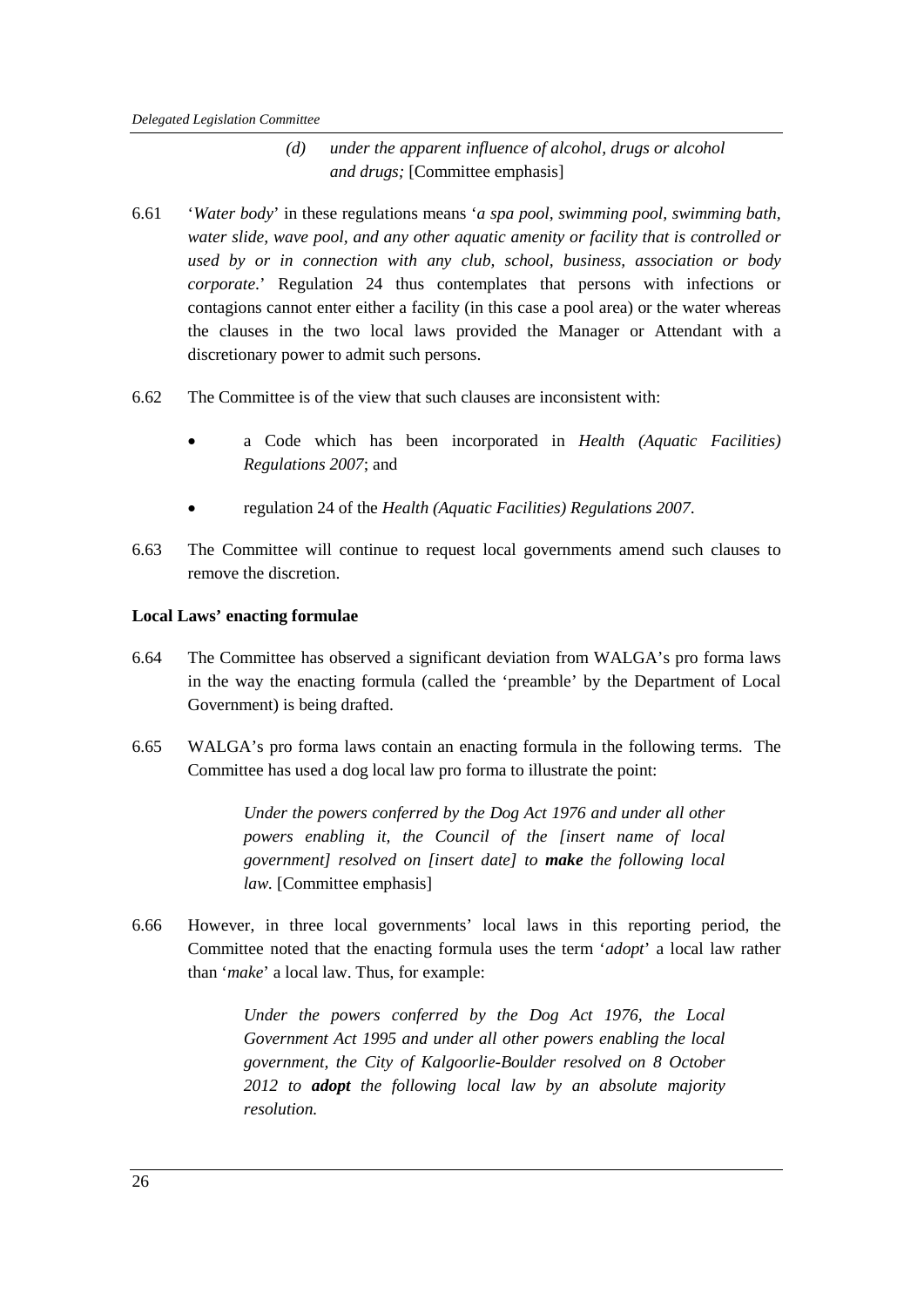> (d) *under the apparent influence of alcohol, drugs or alcohol and drugs;* [Committee emphasis]

6.61 '*Water body*' in these regulations means '*a spa pool, swimming pool, swimming bath, water slide, wave pool, and any other aquatic amenity or facility that is controlled or used by or in connection with any club, school, business, association or body corporate*.' Regulation 24 thus contemplates that persons with infections or contagions cannot enter either a facility (in this case a pool area) or the water whereas the clauses in the two local laws provided the Manager or Attendant with a discretionary power to admit such persons.

6.62 The Committee is of the view that such clauses are inconsistent with:

- a Code which has been incorporated in *Health (Aquatic Facilities) Regulations 2007*; and
- regulation 24 of the *Health (Aquatic Facilities) Regulations 2007*.

6.63 The Committee will continue to request local governments amend such clauses to remove the discretion.

**Local Laws' enacting formulae**

6.64 The Committee has observed a significant deviation from WALGA's pro forma laws in the way the enacting formula (called the 'preamble' by the Department of Local Government) is being drafted.

6.65 WALGA's pro forma laws contain an enacting formula in the following terms. The Committee has used a dog local law pro forma to illustrate the point:

> *Under the powers conferred by the Dog Act 1976 and under all other powers enabling it, the Council of the [insert name of local government] resolved on [insert date] to* ***make*** *the following local law.* [Committee emphasis]

6.66 However, in three local governments' local laws in this reporting period, the Committee noted that the enacting formula uses the term '*adopt*' a local law rather than '*make*' a local law. Thus, for example:

> *Under the powers conferred by the Dog Act 1976, the Local Government Act 1995 and under all other powers enabling the local government, the City of Kalgoorlie-Boulder resolved on 8 October 2012 to* ***adopt*** *the following local law by an absolute majority resolution.*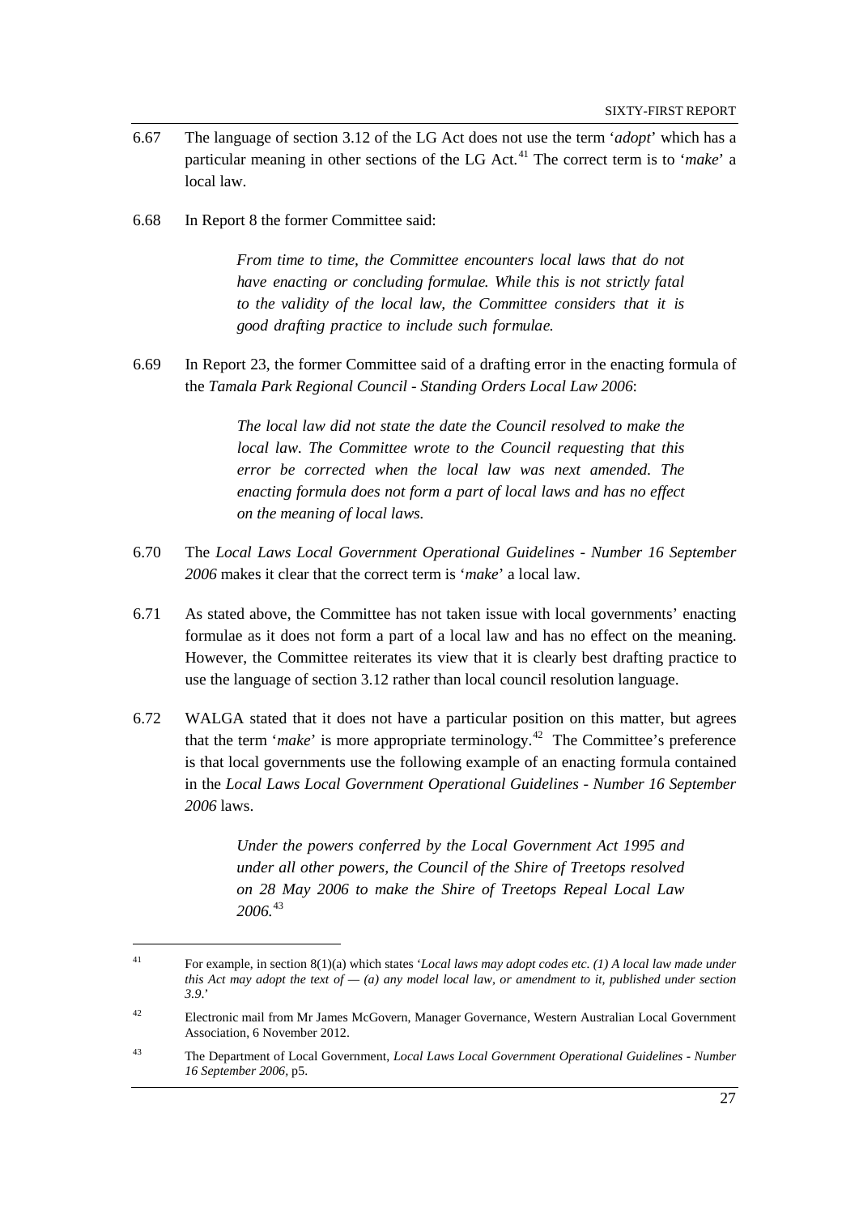6.67 The language of section 3.12 of the LG Act does not use the term '*adopt*' which has a particular meaning in other sections of the LG Act.[41] The correct term is to '*make*' a local law.

6.68 In Report 8 the former Committee said:

> *From time to time, the Committee encounters local laws that do not have enacting or concluding formulae. While this is not strictly fatal to the validity of the local law, the Committee considers that it is good drafting practice to include such formulae.*

6.69 In Report 23, the former Committee said of a drafting error in the enacting formula of the *Tamala Park Regional Council - Standing Orders Local Law 2006*:

> *The local law did not state the date the Council resolved to make the local law. The Committee wrote to the Council requesting that this error be corrected when the local law was next amended. The enacting formula does not form a part of local laws and has no effect on the meaning of local laws.*

6.70 The *Local Laws Local Government Operational Guidelines - Number 16 September 2006* makes it clear that the correct term is '*make*' a local law.

6.71 As stated above, the Committee has not taken issue with local governments' enacting formulae as it does not form a part of a local law and has no effect on the meaning. However, the Committee reiterates its view that it is clearly best drafting practice to use the language of section 3.12 rather than local council resolution language.

6.72 WALGA stated that it does not have a particular position on this matter, but agrees that the term '*make*' is more appropriate terminology.[42] The Committee's preference is that local governments use the following example of an enacting formula contained in the *Local Laws Local Government Operational Guidelines - Number 16 September 2006* laws.

> *Under the powers conferred by the Local Government Act 1995 and under all other powers, the Council of the Shire of Treetops resolved on 28 May 2006 to make the Shire of Treetops Repeal Local Law 2006.*[43]

---

[41] For example, in section 8(1)(a) which states '*Local laws may adopt codes etc. (1) A local law made under this Act may adopt the text of — (a) any model local law, or amendment to it, published under section 3.9.*'

[42] Electronic mail from Mr James McGovern, Manager Governance, Western Australian Local Government Association, 6 November 2012.

[43] The Department of Local Government, *Local Laws Local Government Operational Guidelines - Number 16 September 2006*, p5.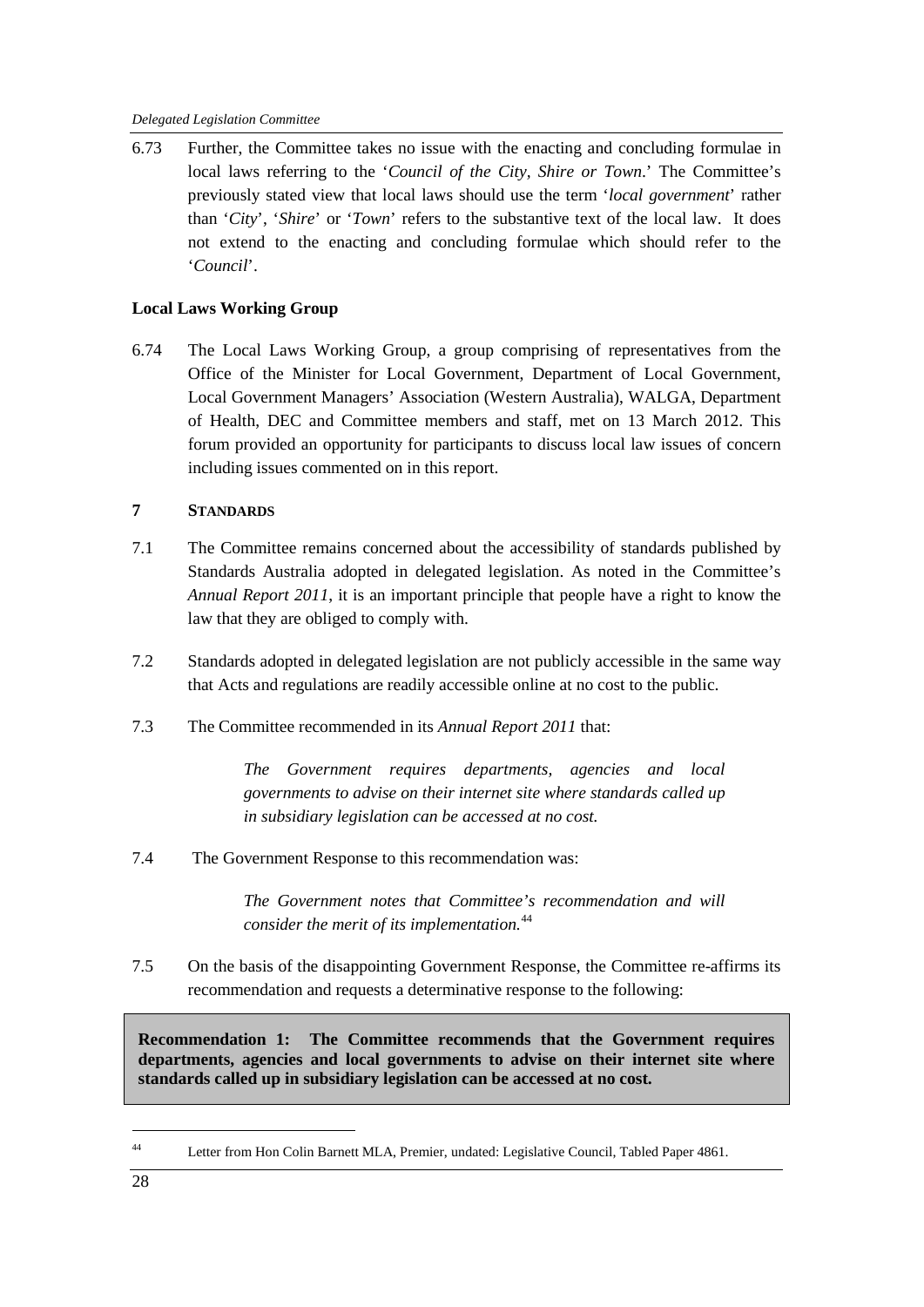6.73 Further, the Committee takes no issue with the enacting and concluding formulae in local laws referring to the '*Council of the City, Shire or Town*.' The Committee's previously stated view that local laws should use the term '*local government*' rather than '*City*', '*Shire*' or '*Town*' refers to the substantive text of the local law. It does not extend to the enacting and concluding formulae which should refer to the '*Council*'.

**Local Laws Working Group**

6.74 The Local Laws Working Group, a group comprising of representatives from the Office of the Minister for Local Government, Department of Local Government, Local Government Managers' Association (Western Australia), WALGA, Department of Health, DEC and Committee members and staff, met on 13 March 2012. This forum provided an opportunity for participants to discuss local law issues of concern including issues commented on in this report.

## 7 STANDARDS

7.1 The Committee remains concerned about the accessibility of standards published by Standards Australia adopted in delegated legislation. As noted in the Committee's *Annual Report 2011*, it is an important principle that people have a right to know the law that they are obliged to comply with.

7.2 Standards adopted in delegated legislation are not publicly accessible in the same way that Acts and regulations are readily accessible online at no cost to the public.

7.3 The Committee recommended in its *Annual Report 2011* that:

> *The Government requires departments, agencies and local governments to advise on their internet site where standards called up in subsidiary legislation can be accessed at no cost.*

7.4 The Government Response to this recommendation was:

> *The Government notes that Committee's recommendation and will consider the merit of its implementation.*[44]

7.5 On the basis of the disappointing Government Response, the Committee re-affirms its recommendation and requests a determinative response to the following:

**Recommendation 1: The Committee recommends that the Government requires departments, agencies and local governments to advise on their internet site where standards called up in subsidiary legislation can be accessed at no cost.**

---

[44] Letter from Hon Colin Barnett MLA, Premier, undated: Legislative Council, Tabled Paper 4861.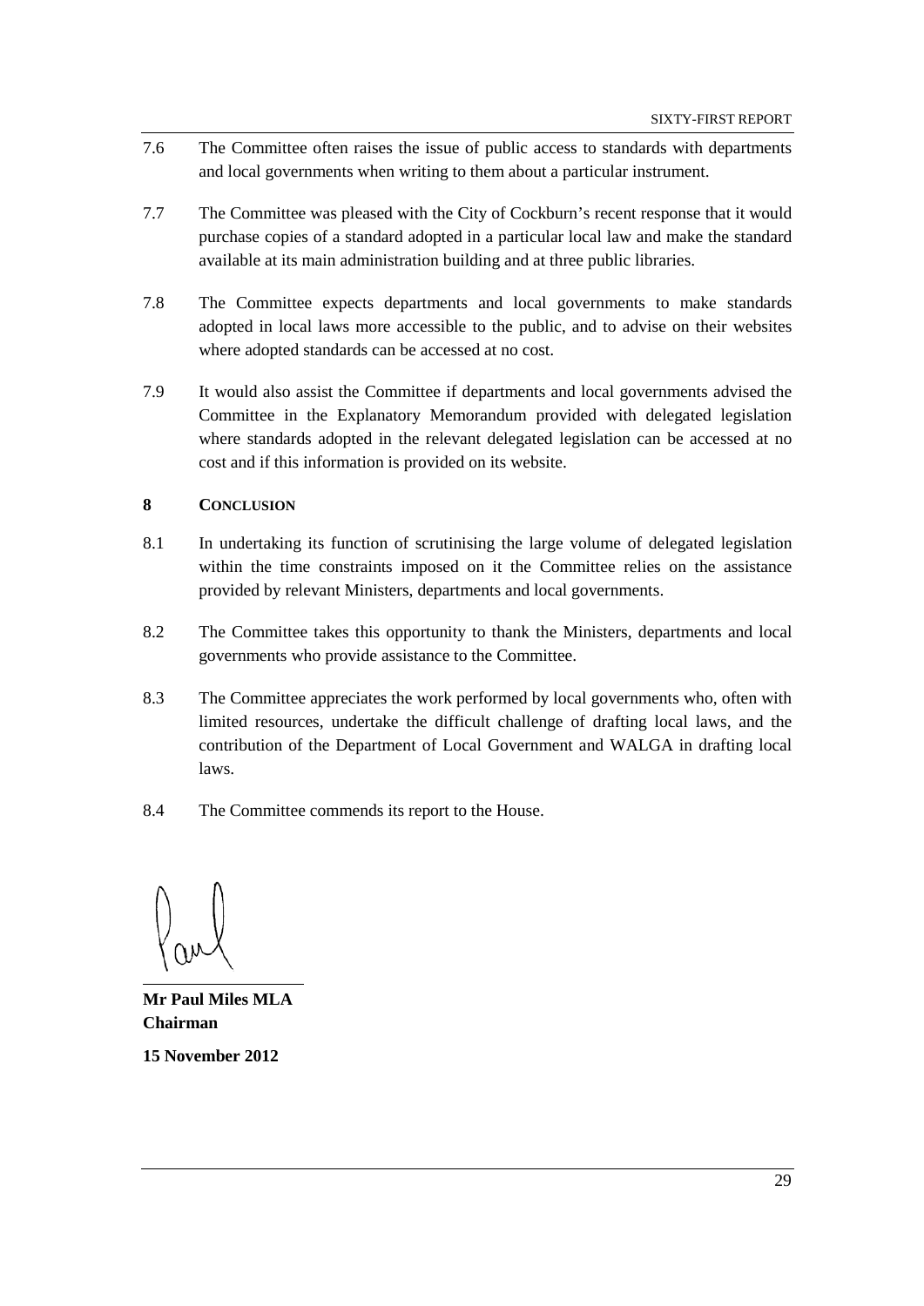7.6 The Committee often raises the issue of public access to standards with departments and local governments when writing to them about a particular instrument.

7.7 The Committee was pleased with the City of Cockburn's recent response that it would purchase copies of a standard adopted in a particular local law and make the standard available at its main administration building and at three public libraries.

7.8 The Committee expects departments and local governments to make standards adopted in local laws more accessible to the public, and to advise on their websites where adopted standards can be accessed at no cost.

7.9 It would also assist the Committee if departments and local governments advised the Committee in the Explanatory Memorandum provided with delegated legislation where standards adopted in the relevant delegated legislation can be accessed at no cost and if this information is provided on its website.

## 8 CONCLUSION

8.1 In undertaking its function of scrutinising the large volume of delegated legislation within the time constraints imposed on it the Committee relies on the assistance provided by relevant Ministers, departments and local governments.

8.2 The Committee takes this opportunity to thank the Ministers, departments and local governments who provide assistance to the Committee.

8.3 The Committee appreciates the work performed by local governments who, often with limited resources, undertake the difficult challenge of drafting local laws, and the contribution of the Department of Local Government and WALGA in drafting local laws.

8.4 The Committee commends its report to the House.

**Mr Paul Miles MLA**
**Chairman**

**15 November 2012**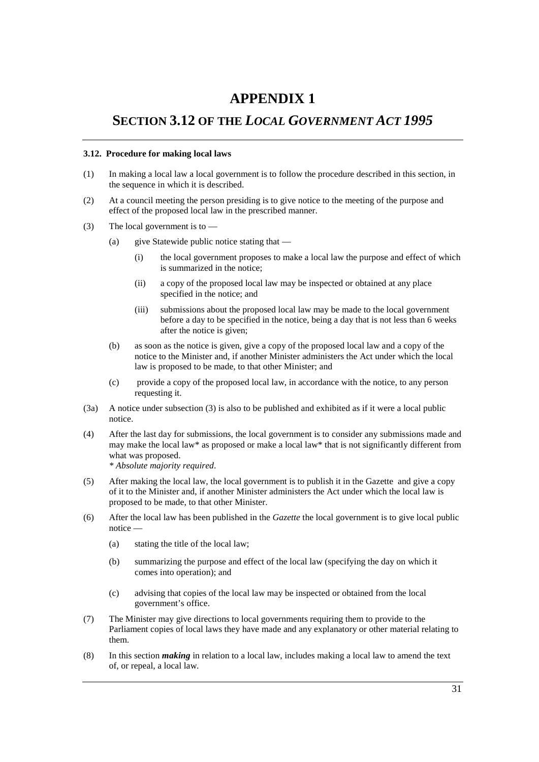# APPENDIX 1

## SECTION 3.12 OF THE *LOCAL GOVERNMENT ACT 1995*

**3.12. Procedure for making local laws**

(1) In making a local law a local government is to follow the procedure described in this section, in the sequence in which it is described.

(2) At a council meeting the person presiding is to give notice to the meeting of the purpose and effect of the proposed local law in the prescribed manner.

(3) The local government is to —

(a) give Statewide public notice stating that —

(i) the local government proposes to make a local law the purpose and effect of which is summarized in the notice;

(ii) a copy of the proposed local law may be inspected or obtained at any place specified in the notice; and

(iii) submissions about the proposed local law may be made to the local government before a day to be specified in the notice, being a day that is not less than 6 weeks after the notice is given;

(b) as soon as the notice is given, give a copy of the proposed local law and a copy of the notice to the Minister and, if another Minister administers the Act under which the local law is proposed to be made, to that other Minister; and

(c) provide a copy of the proposed local law, in accordance with the notice, to any person requesting it.

(3a) A notice under subsection (3) is also to be published and exhibited as if it were a local public notice.

(4) After the last day for submissions, the local government is to consider any submissions made and may make the local law* as proposed or make a local law* that is not significantly different from what was proposed.
*\* Absolute majority required.*

(5) After making the local law, the local government is to publish it in the Gazette and give a copy of it to the Minister and, if another Minister administers the Act under which the local law is proposed to be made, to that other Minister.

(6) After the local law has been published in the *Gazette* the local government is to give local public notice —

(a) stating the title of the local law;

(b) summarizing the purpose and effect of the local law (specifying the day on which it comes into operation); and

(c) advising that copies of the local law may be inspected or obtained from the local government's office.

(7) The Minister may give directions to local governments requiring them to provide to the Parliament copies of local laws they have made and any explanatory or other material relating to them.

(8) In this section ***making*** in relation to a local law, includes making a local law to amend the text of, or repeal, a local law.